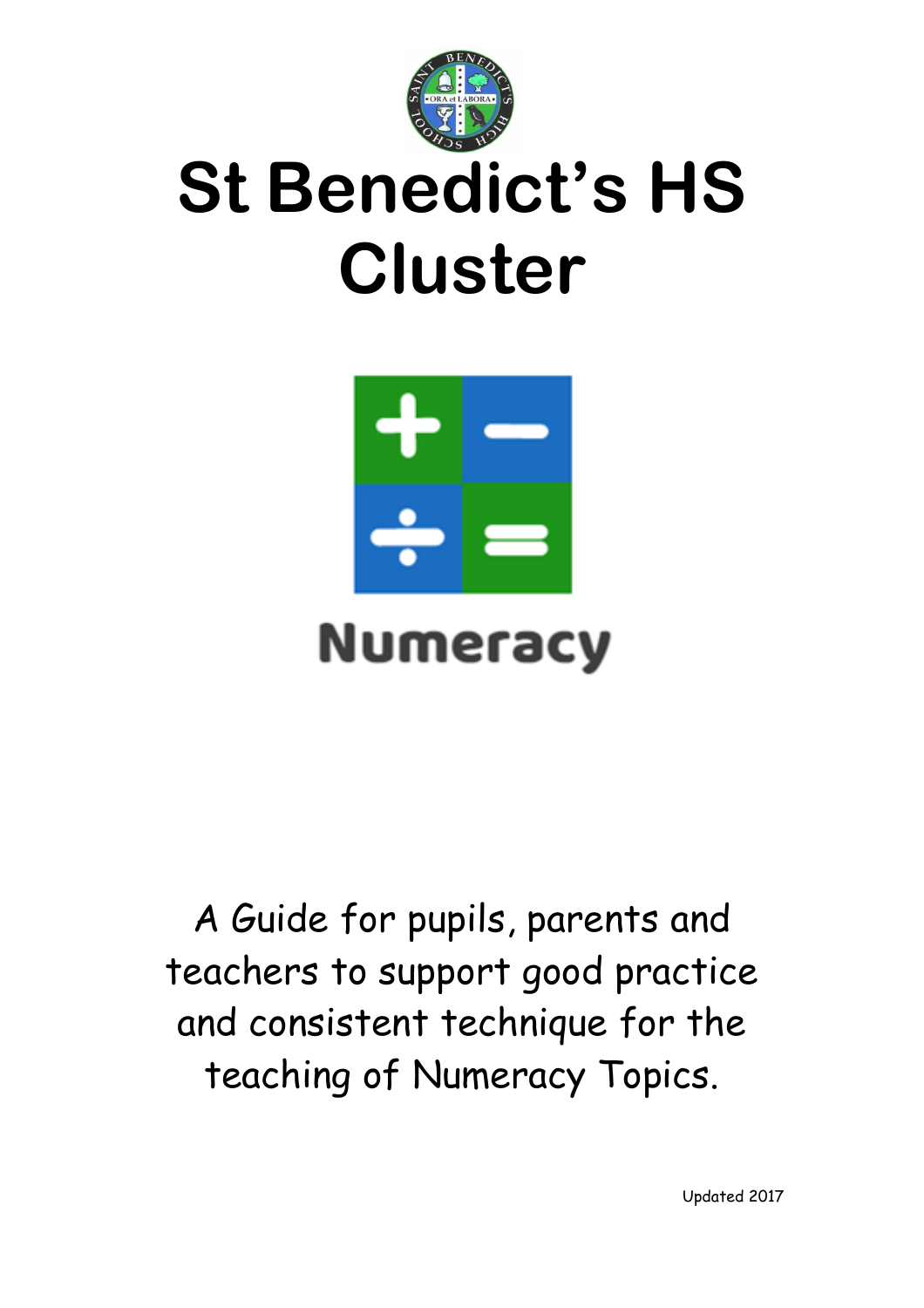# St Benedict's HS Cluster

## Numeracy

A Guide for pupils, parents and teachers to support good practice and consistent technique for the teaching of Numeracy Topics.

Updated 2017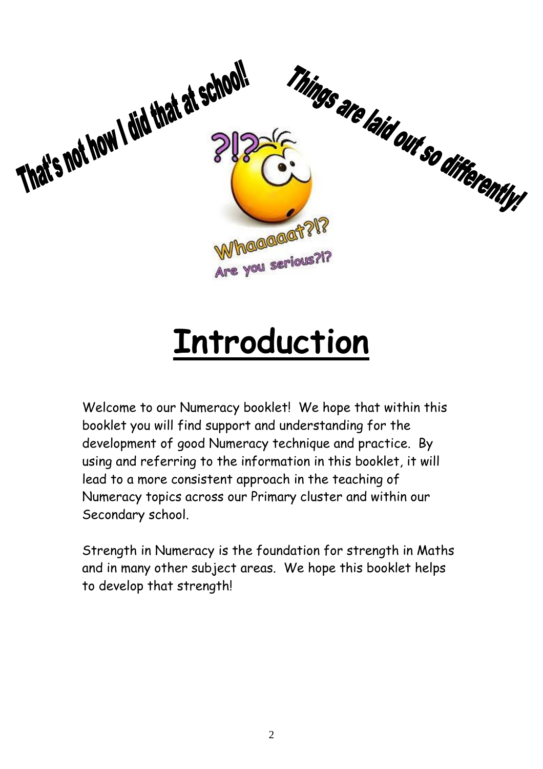That's not how I did that at school!

Things are laid out so differently!

Whaaaaat?!?

Are you serious?!?

# Introduction

Welcome to our Numeracy booklet! We hope that within this booklet you will find support and understanding for the development of good Numeracy technique and practice. By using and referring to the information in this booklet, it will lead to a more consistent approach in the teaching of Numeracy topics across our Primary cluster and within our Secondary school.

Strength in Numeracy is the foundation for strength in Maths and in many other subject areas. We hope this booklet helps to develop that strength!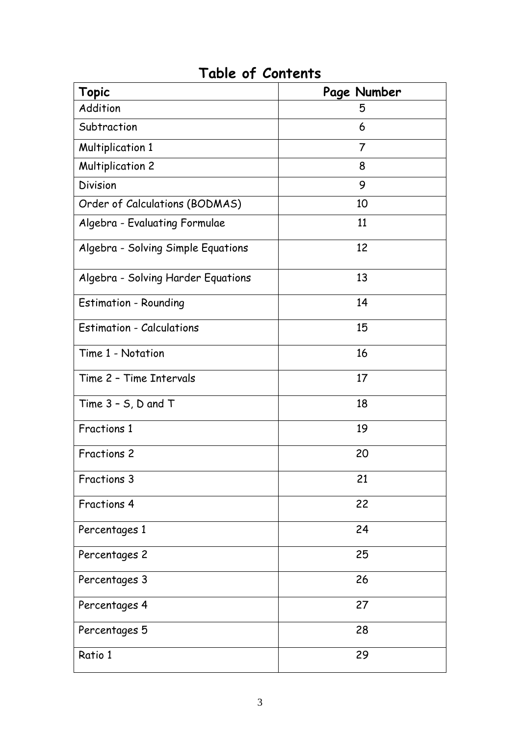# Table of Contents

| Topic | Page Number |
| --- | --- |
| Addition | 5 |
| Subtraction | 6 |
| Multiplication 1 | 7 |
| Multiplication 2 | 8 |
| Division | 9 |
| Order of Calculations (BODMAS) | 10 |
| Algebra - Evaluating Formulae | 11 |
| Algebra - Solving Simple Equations | 12 |
| Algebra - Solving Harder Equations | 13 |
| Estimation - Rounding | 14 |
| Estimation - Calculations | 15 |
| Time 1 - Notation | 16 |
| Time 2 – Time Intervals | 17 |
| Time 3 – S, D and T | 18 |
| Fractions 1 | 19 |
| Fractions 2 | 20 |
| Fractions 3 | 21 |
| Fractions 4 | 22 |
| Percentages 1 | 24 |
| Percentages 2 | 25 |
| Percentages 3 | 26 |
| Percentages 4 | 27 |
| Percentages 5 | 28 |
| Ratio 1 | 29 |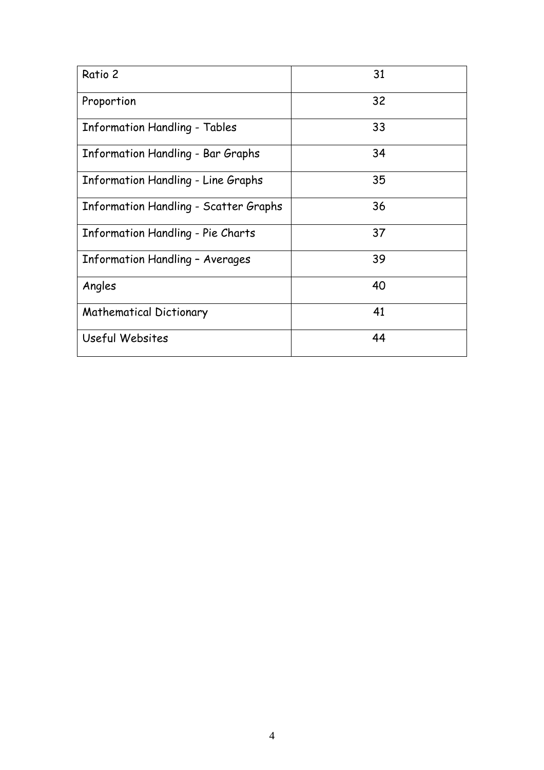| Ratio 2 | 31 |
|---|---|
| Proportion | 32 |
| Information Handling - Tables | 33 |
| Information Handling - Bar Graphs | 34 |
| Information Handling - Line Graphs | 35 |
| Information Handling - Scatter Graphs | 36 |
| Information Handling - Pie Charts | 37 |
| Information Handling – Averages | 39 |
| Angles | 40 |
| Mathematical Dictionary | 41 |
| Useful Websites | 44 |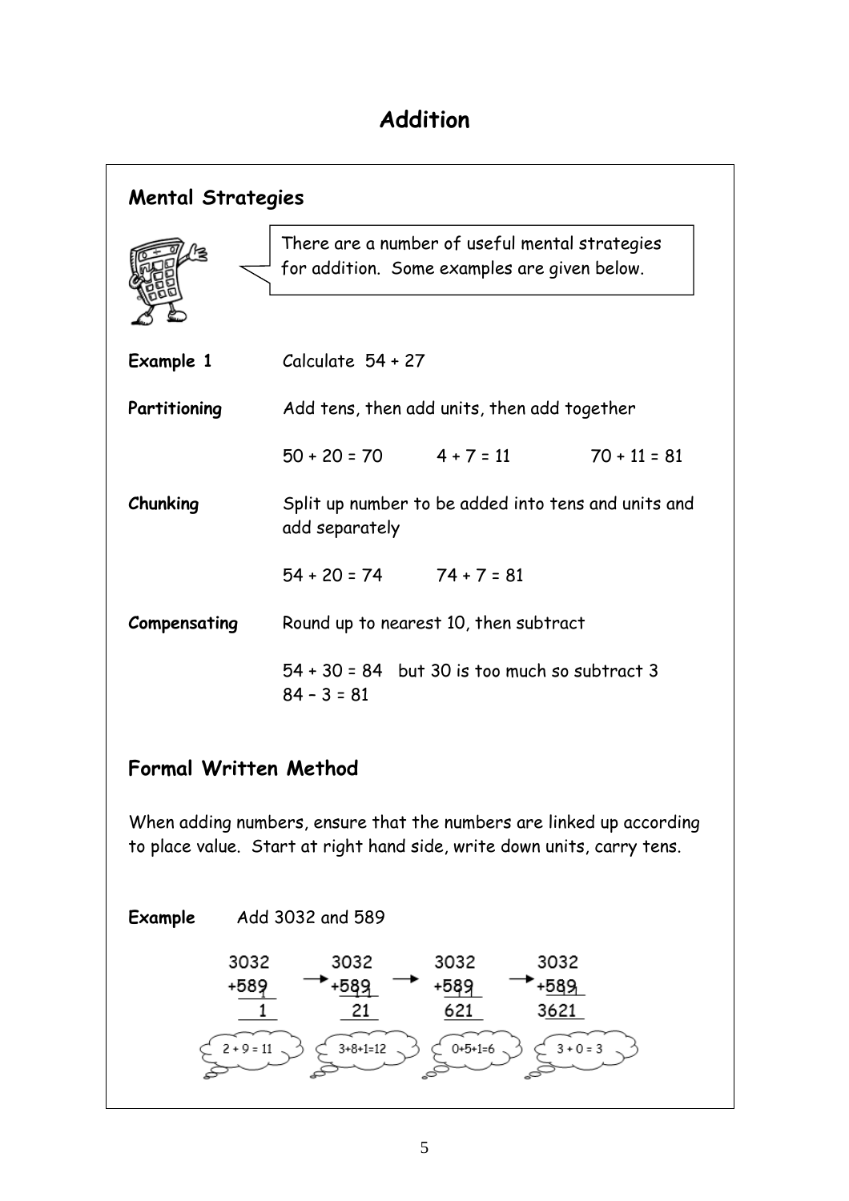# Addition

## Mental Strategies

There are a number of useful mental strategies for addition. Some examples are given below.

**Example 1** Calculate 54 + 27

**Partitioning** Add tens, then add units, then add together

50 + 20 = 70 4 + 7 = 11 70 + 11 = 81

**Chunking** Split up number to be added into tens and units and add separately

54 + 20 = 74 74 + 7 = 81

**Compensating** Round up to nearest 10, then subtract

54 + 30 = 84 but 30 is too much so subtract 3
84 – 3 = 81

## Formal Written Method

When adding numbers, ensure that the numbers are linked up according to place value. Start at right hand side, write down units, carry tens.

**Example** Add 3032 and 589

```
 3032        3032        3032        3032
+589    →   +589    →   +589    →   +589
    1          21         621        3621
2 + 9 = 11  3+8+1=12    0+5+1=6     3 + 0 = 3
```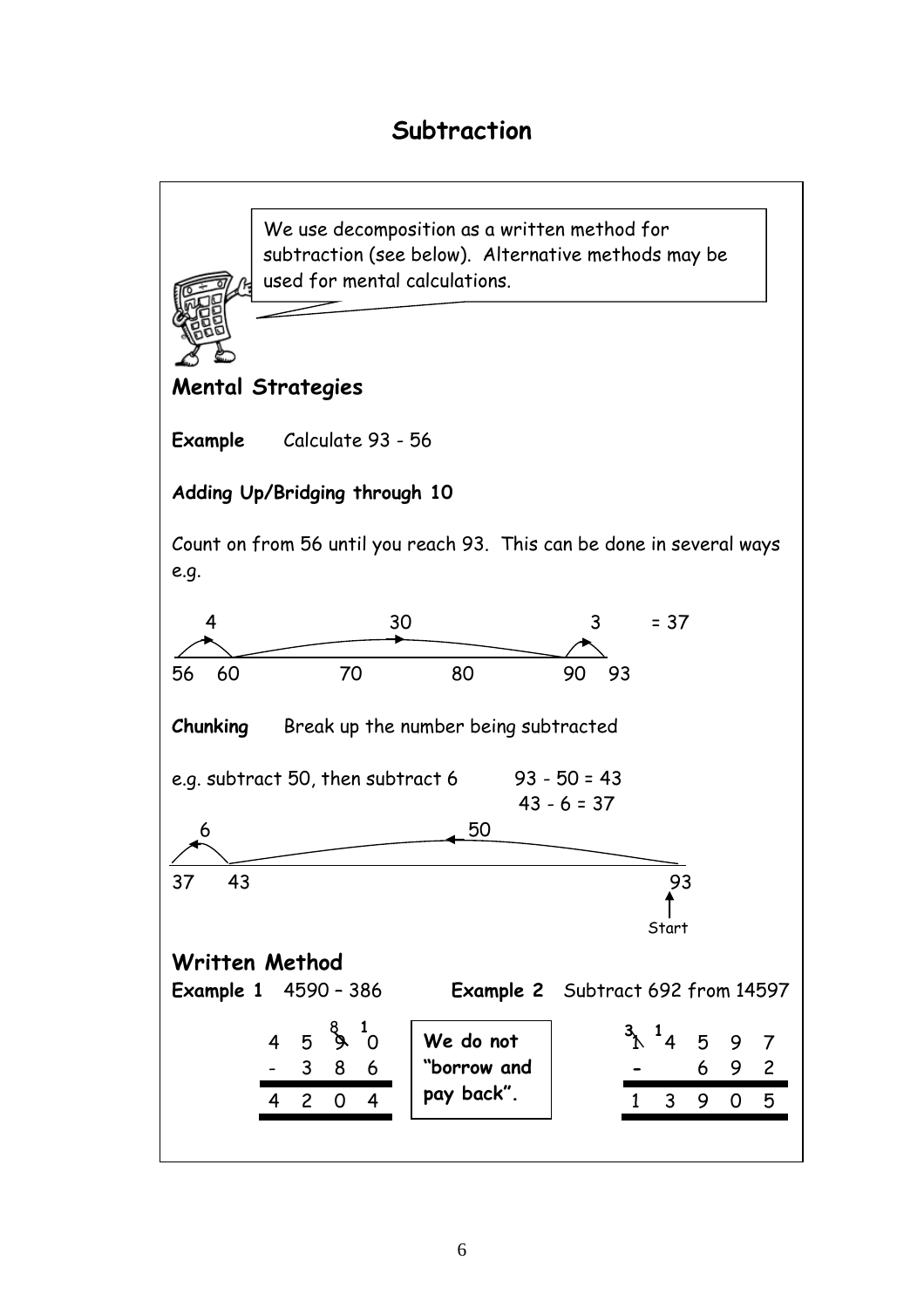# Subtraction

> We use decomposition as a written method for subtraction (see below). Alternative methods may be used for mental calculations.

## Mental Strategies

**Example** Calculate 93 - 56

**Adding Up/Bridging through 10**

Count on from 56 until you reach 93. This can be done in several ways e.g.

```
  4            30              3     = 37
56   60      70      80      90   93
```

**Chunking** Break up the number being subtracted

e.g. subtract 50, then subtract 6 93 - 50 = 43
43 - 6 = 37

```
  6            50
37   43                          93
                                 Start
```

## Written Method

**Example 1** 4590 – 386

```
        8  1
  4  5  9  0
  -  3  8  6
  ----------
  4  2  0  4
```

**We do not "borrow and pay back".**

**Example 2** Subtract 692 from 14597

```
  3  1
  1  4  5  9  7
  -     6  9  2
  -------------
  1  3  9  0  5
```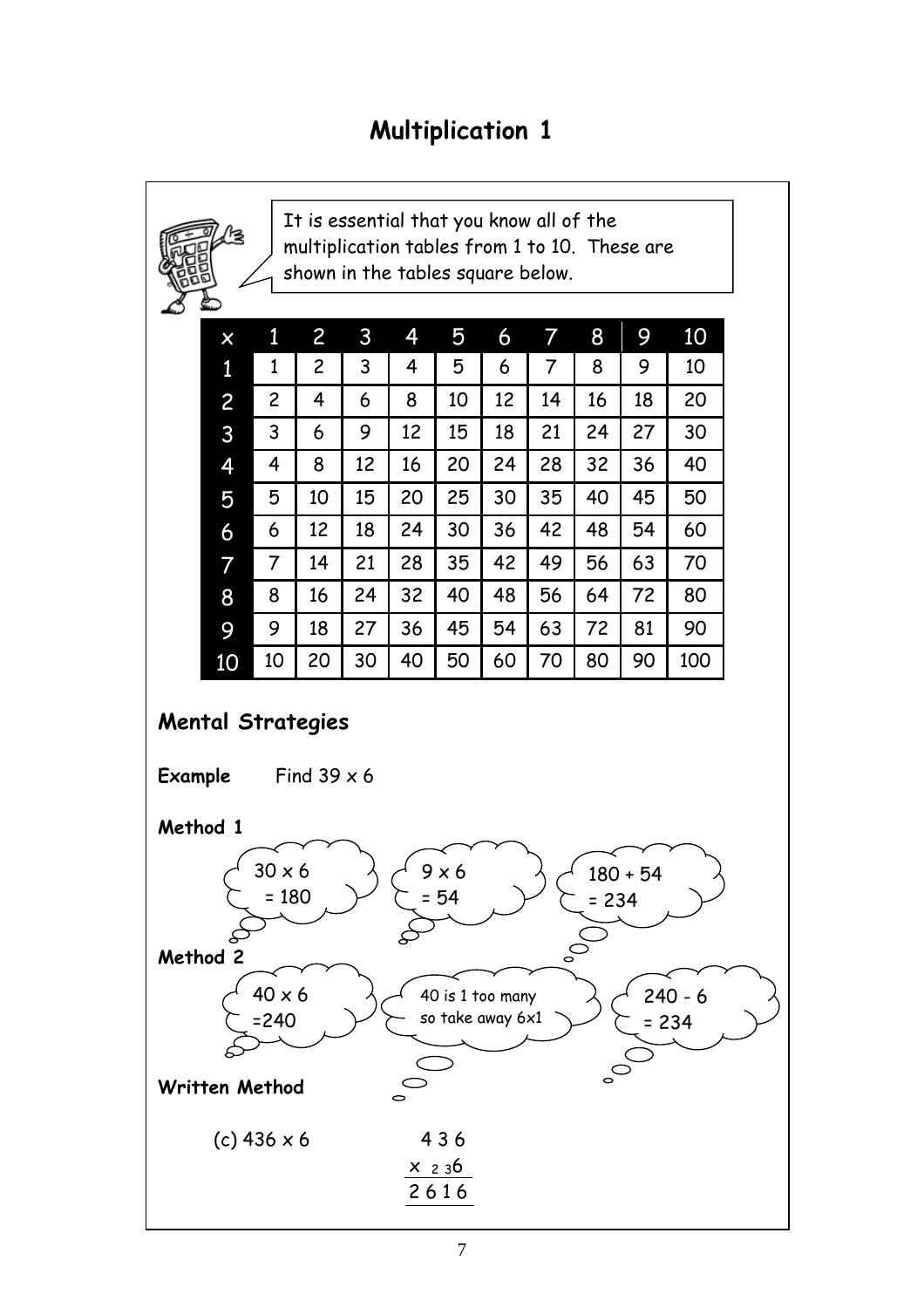# Multiplication 1

It is essential that you know all of the multiplication tables from 1 to 10. These are shown in the tables square below.

| × | 1 | 2 | 3 | 4 | 5 | 6 | 7 | 8 | 9 | 10 |
|---|---|---|---|---|---|---|---|---|---|---|
| 1 | 1 | 2 | 3 | 4 | 5 | 6 | 7 | 8 | 9 | 10 |
| 2 | 2 | 4 | 6 | 8 | 10 | 12 | 14 | 16 | 18 | 20 |
| 3 | 3 | 6 | 9 | 12 | 15 | 18 | 21 | 24 | 27 | 30 |
| 4 | 4 | 8 | 12 | 16 | 20 | 24 | 28 | 32 | 36 | 40 |
| 5 | 5 | 10 | 15 | 20 | 25 | 30 | 35 | 40 | 45 | 50 |
| 6 | 6 | 12 | 18 | 24 | 30 | 36 | 42 | 48 | 54 | 60 |
| 7 | 7 | 14 | 21 | 28 | 35 | 42 | 49 | 56 | 63 | 70 |
| 8 | 8 | 16 | 24 | 32 | 40 | 48 | 56 | 64 | 72 | 80 |
| 9 | 9 | 18 | 27 | 36 | 45 | 54 | 63 | 72 | 81 | 90 |
| 10 | 10 | 20 | 30 | 40 | 50 | 60 | 70 | 80 | 90 | 100 |

## Mental Strategies

**Example** Find 39 × 6

**Method 1**

30 × 6 = 180

9 × 6 = 54

180 + 54 = 234

**Method 2**

40 × 6 = 240

40 is 1 too many so take away 6x1

240 - 6 = 234

**Written Method**

(c) 436 × 6

```
  4 3 6
x  2 3 6
  2 6 1 6
```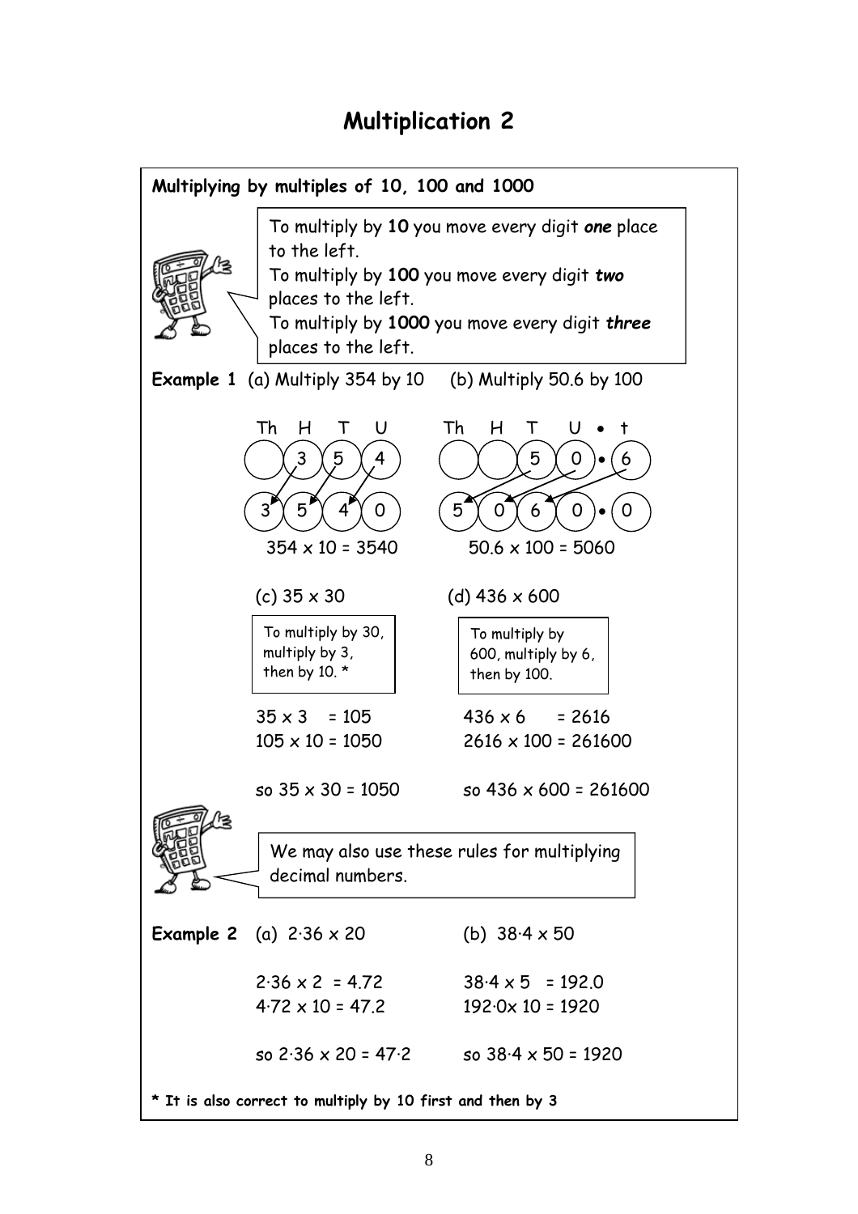# Multiplication 2

**Multiplying by multiples of 10, 100 and 1000**

> To multiply by **10** you move every digit ***one*** place to the left.
> To multiply by **100** you move every digit ***two*** places to the left.
> To multiply by **1000** you move every digit ***three*** places to the left.

**Example 1** (a) Multiply 354 by 10 (b) Multiply 50.6 by 100

| Th | H | T | U |
|---|---|---|---|
| | 3 | 5 | 4 |
| 3 | 5 | 4 | 0 |

$354 \times 10 = 3540$

| Th | H | T | U | • | t |
|---|---|---|---|---|---|
| | | 5 | 0 | • | 6 |
| 5 | 0 | 6 | 0 | • | 0 |

$50.6 \times 100 = 5060$

(c) $35 \times 30$

> To multiply by 30, multiply by 3, then by 10. *

$35 \times 3 = 105$
$105 \times 10 = 1050$

so $35 \times 30 = 1050$

(d) $436 \times 600$

> To multiply by 600, multiply by 6, then by 100.

$436 \times 6 = 2616$
$2616 \times 100 = 261600$

so $436 \times 600 = 261600$

> We may also use these rules for multiplying decimal numbers.

**Example 2** (a) $2{\cdot}36 \times 20$ (b) $38{\cdot}4 \times 50$

(a)
$2{\cdot}36 \times 2 = 4.72$
$4{\cdot}72 \times 10 = 47.2$

so $2{\cdot}36 \times 20 = 47{\cdot}2$

(b)
$38{\cdot}4 \times 5 = 192.0$
$192{\cdot}0 \times 10 = 1920$

so $38{\cdot}4 \times 50 = 1920$

**\* It is also correct to multiply by 10 first and then by 3**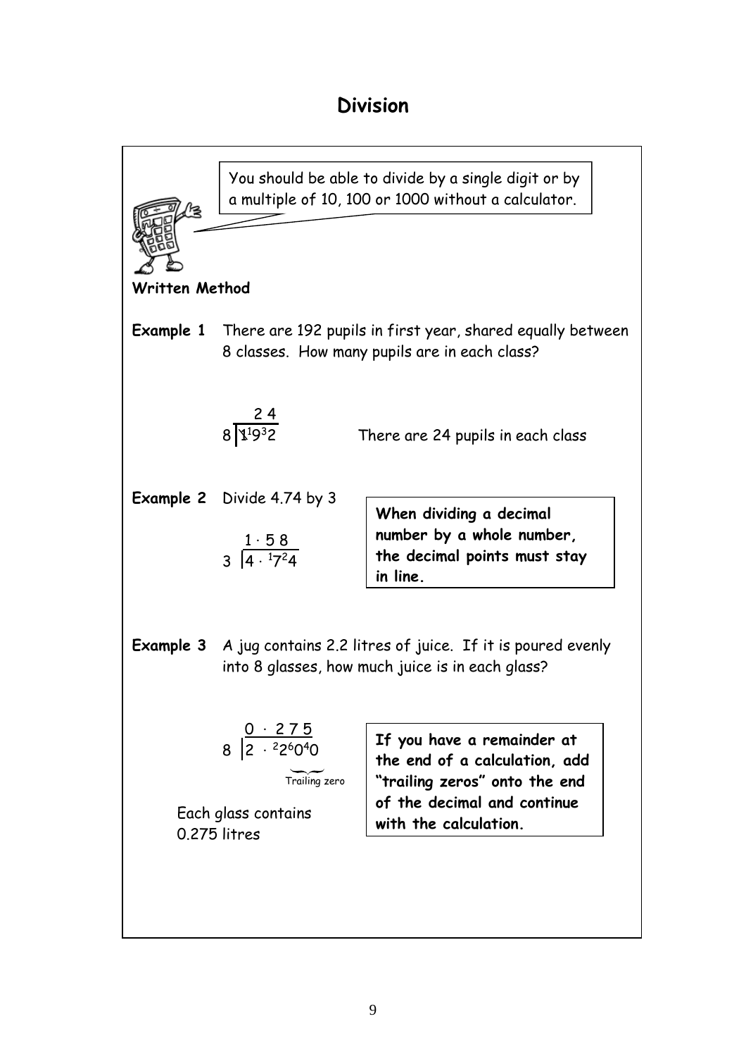# Division

You should be able to divide by a single digit or by a multiple of 10, 100 or 1000 without a calculator.

**Written Method**

**Example 1** There are 192 pupils in first year, shared equally between 8 classes. How many pupils are in each class?

$$8\overline{)1^{1}9^{3}2} = 24$$

There are 24 pupils in each class

**Example 2** Divide 4.74 by 3

$$3\overline{)4\cdot{}^{1}7^{2}4} = 1\cdot 58$$

**When dividing a decimal number by a whole number, the decimal points must stay in line.**

**Example 3** A jug contains 2.2 litres of juice. If it is poured evenly into 8 glasses, how much juice is in each glass?

$$8\overline{)2\cdot{}^{2}2^{6}0^{4}0} = 0\cdot 275$$

Trailing zero

Each glass contains 0.275 litres

**If you have a remainder at the end of a calculation, add "trailing zeros" onto the end of the decimal and continue with the calculation.**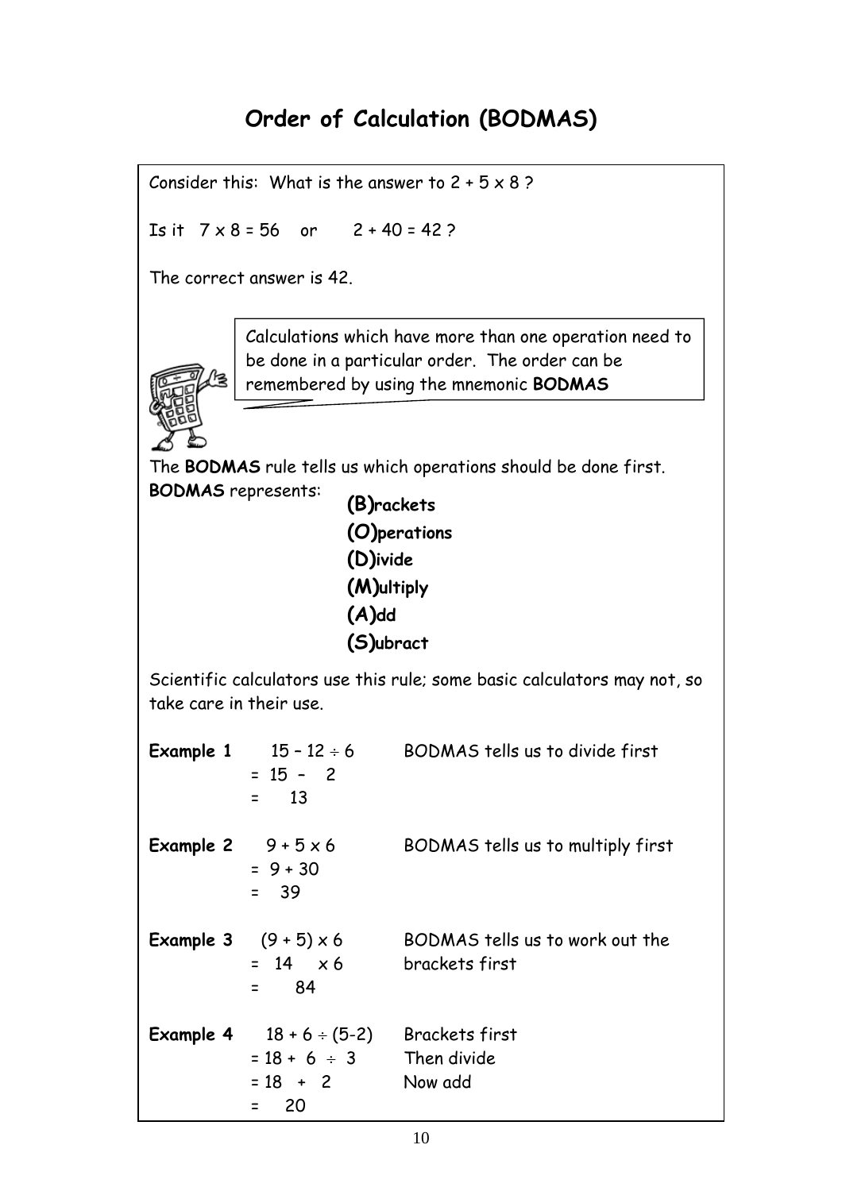# Order of Calculation (BODMAS)

Consider this: What is the answer to $2 + 5 \times 8$ ?

Is it $7 \times 8 = 56$ or $2 + 40 = 42$ ?

The correct answer is 42.

> Calculations which have more than one operation need to be done in a particular order. The order can be remembered by using the mnemonic **BODMAS**

The **BODMAS** rule tells us which operations should be done first.

**BODMAS** represents:

- **(B)rackets**
- **(O)perations**
- **(D)ivide**
- **(M)ultiply**
- **(A)dd**
- **(S)ubract**

Scientific calculators use this rule; some basic calculators may not, so take care in their use.

**Example 1** $15 - 12 \div 6$ BODMAS tells us to divide first

$= 15 - 2$

$= 13$

**Example 2** $9 + 5 \times 6$ BODMAS tells us to multiply first

$= 9 + 30$

$= 39$

**Example 3** $(9 + 5) \times 6$ BODMAS tells us to work out the brackets first

$= 14 \times 6$

$= 84$

**Example 4** $18 + 6 \div (5-2)$ Brackets first

$= 18 + 6 \div 3$ Then divide

$= 18 + 2$ Now add

$= 20$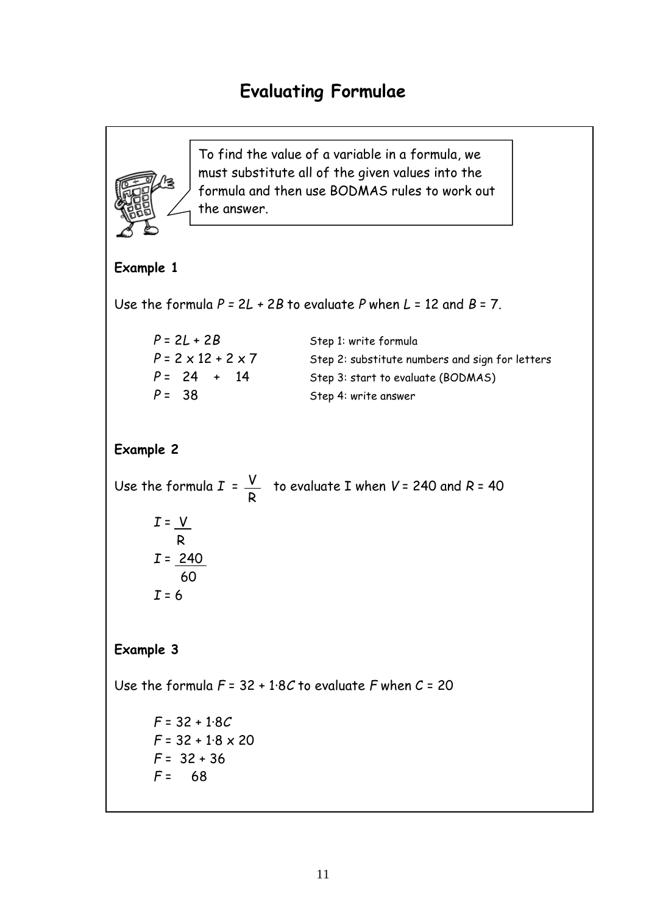# Evaluating Formulae

> To find the value of a variable in a formula, we must substitute all of the given values into the formula and then use BODMAS rules to work out the answer.

**Example 1**

Use the formula $P = 2L + 2B$ to evaluate $P$ when $L = 12$ and $B = 7$.

| | |
|---|---|
| $P = 2L + 2B$ | Step 1: write formula |
| $P = 2 \times 12 + 2 \times 7$ | Step 2: substitute numbers and sign for letters |
| $P = 24 + 14$ | Step 3: start to evaluate (BODMAS) |
| $P = 38$ | Step 4: write answer |

**Example 2**

Use the formula $I = \frac{V}{R}$ to evaluate I when $V = 240$ and $R = 40$

$$I = \frac{V}{R}$$

$$I = \frac{240}{60}$$

$$I = 6$$

**Example 3**

Use the formula $F = 32 + 1{\cdot}8C$ to evaluate $F$ when $C = 20$

$$F = 32 + 1{\cdot}8C$$

$$F = 32 + 1{\cdot}8 \times 20$$

$$F = 32 + 36$$

$$F = 68$$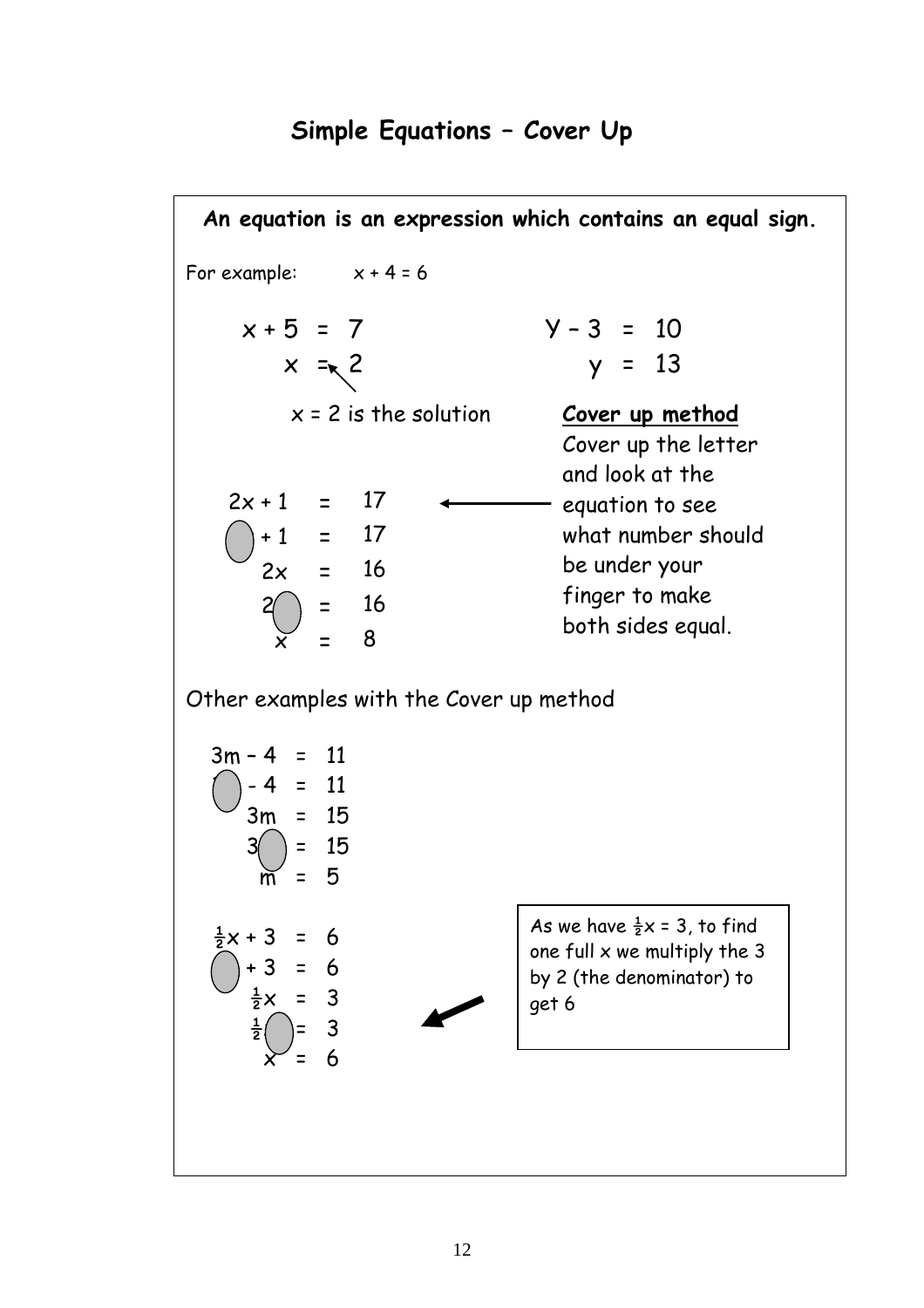# Simple Equations – Cover Up

**An equation is an expression which contains an equal sign.**

For example: $x + 4 = 6$

$$x + 5 = 7$$
$$x = 2$$

$x = 2$ is the solution

$$Y - 3 = 10$$
$$y = 13$$

**Cover up method**

Cover up the letter and look at the equation to see what number should be under your finger to make both sides equal.

$$2x + 1 = 17$$
$$\bigcirc + 1 = 17$$
$$2x = 16$$
$$2\bigcirc = 16$$
$$x = 8$$

Other examples with the Cover up method

$$3m - 4 = 11$$
$$\bigcirc - 4 = 11$$
$$3m = 15$$
$$3\bigcirc = 15$$
$$m = 5$$

$$\tfrac{1}{2}x + 3 = 6$$
$$\bigcirc + 3 = 6$$
$$\tfrac{1}{2}x = 3$$
$$\tfrac{1}{2}\bigcirc = 3$$
$$x = 6$$

As we have $\frac{1}{2}x = 3$, to find one full $x$ we multiply the 3 by 2 (the denominator) to get 6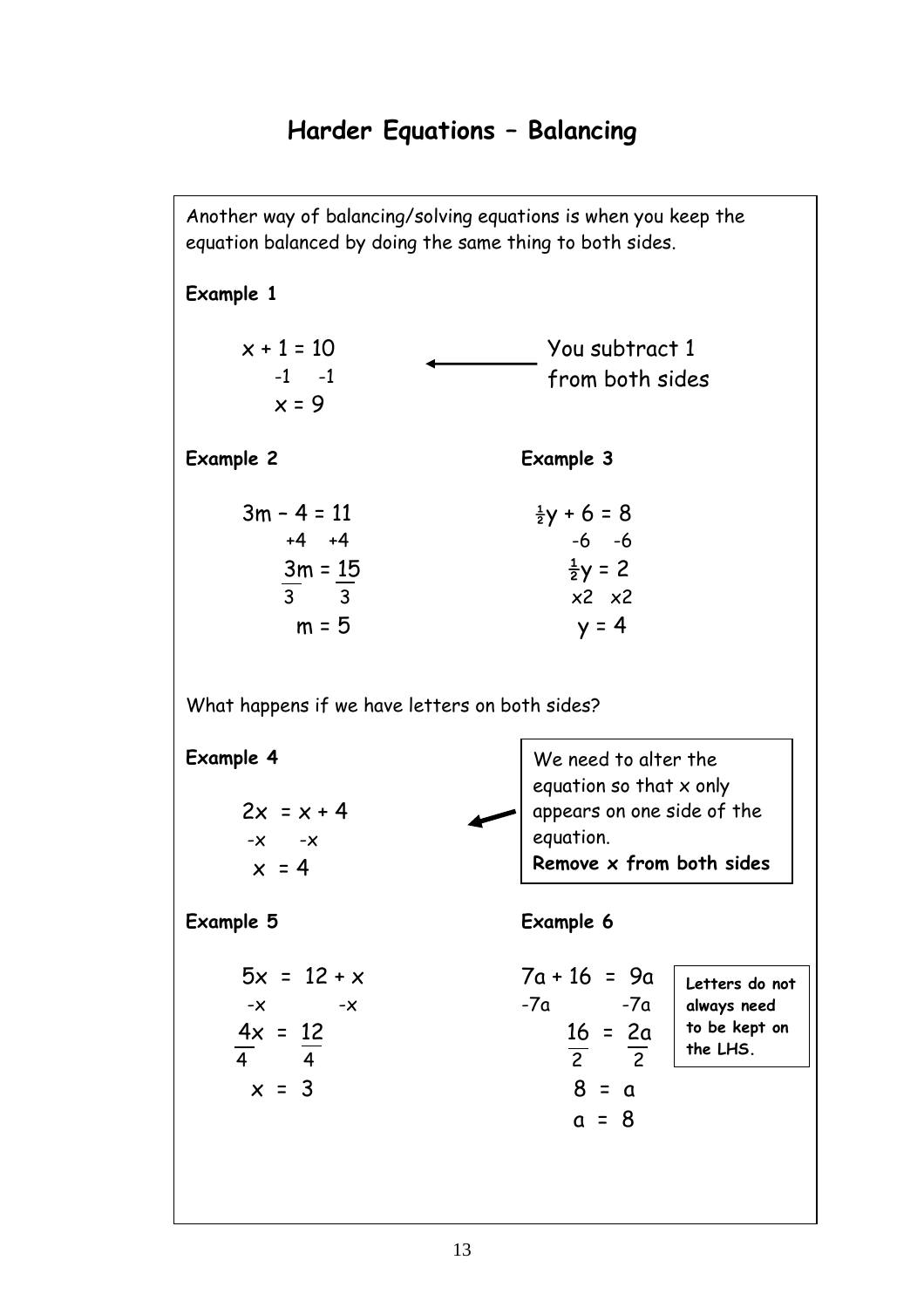# Harder Equations – Balancing

Another way of balancing/solving equations is when you keep the equation balanced by doing the same thing to both sides.

**Example 1**

$$x + 1 = 10$$
$$-1 \quad -1$$
$$x = 9$$

← You subtract 1 from both sides

**Example 2**

$$3m - 4 = 11$$
$$+4 \quad +4$$
$$\frac{3m}{3} = \frac{15}{3}$$
$$m = 5$$

**Example 3**

$$\tfrac{1}{2}y + 6 = 8$$
$$-6 \quad -6$$
$$\tfrac{1}{2}y = 2$$
$$\times 2 \quad \times 2$$
$$y = 4$$

What happens if we have letters on both sides?

**Example 4**

$$2x = x + 4$$
$$-x \quad -x$$
$$x = 4$$

← We need to alter the equation so that x only appears on one side of the equation. **Remove x from both sides**

**Example 5**

$$5x = 12 + x$$
$$-x \quad -x$$
$$\frac{4x}{4} = \frac{12}{4}$$
$$x = 3$$

**Example 6**

$$7a + 16 = 9a$$
$$-7a \quad -7a$$
$$\frac{16}{2} = \frac{2a}{2}$$
$$8 = a$$
$$a = 8$$

**Letters do not always need to be kept on the LHS.**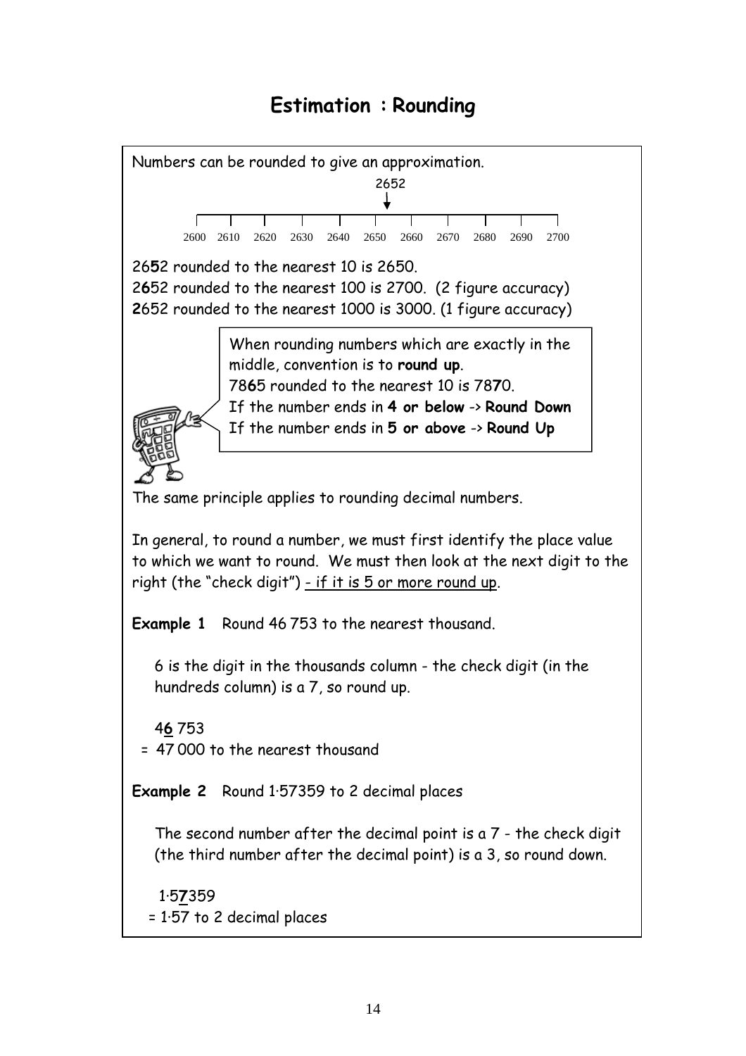# Estimation : Rounding

Numbers can be rounded to give an approximation.

2652

2600 2610 2620 2630 2640 2650 2660 2670 2680 2690 2700

26**5**2 rounded to the nearest 10 is 2650.
2**6**52 rounded to the nearest 100 is 2700. (2 figure accuracy)
**2**652 rounded to the nearest 1000 is 3000. (1 figure accuracy)

> When rounding numbers which are exactly in the middle, convention is to **round up**.
> 78**6**5 rounded to the nearest 10 is 78**7**0.
> If the number ends in **4 or below** -> **Round Down**
> If the number ends in **5 or above** -> **Round Up**

The same principle applies to rounding decimal numbers.

In general, to round a number, we must first identify the place value to which we want to round. We must then look at the next digit to the right (the "check digit") - if it is 5 or more round up.

**Example 1** Round 46 753 to the nearest thousand.

6 is the digit in the thousands column - the check digit (in the hundreds column) is a 7, so round up.

4**6** 753
= 47 000 to the nearest thousand

**Example 2** Round 1·57359 to 2 decimal places

The second number after the decimal point is a 7 - the check digit (the third number after the decimal point) is a 3, so round down.

1·5**7**359
= 1·57 to 2 decimal places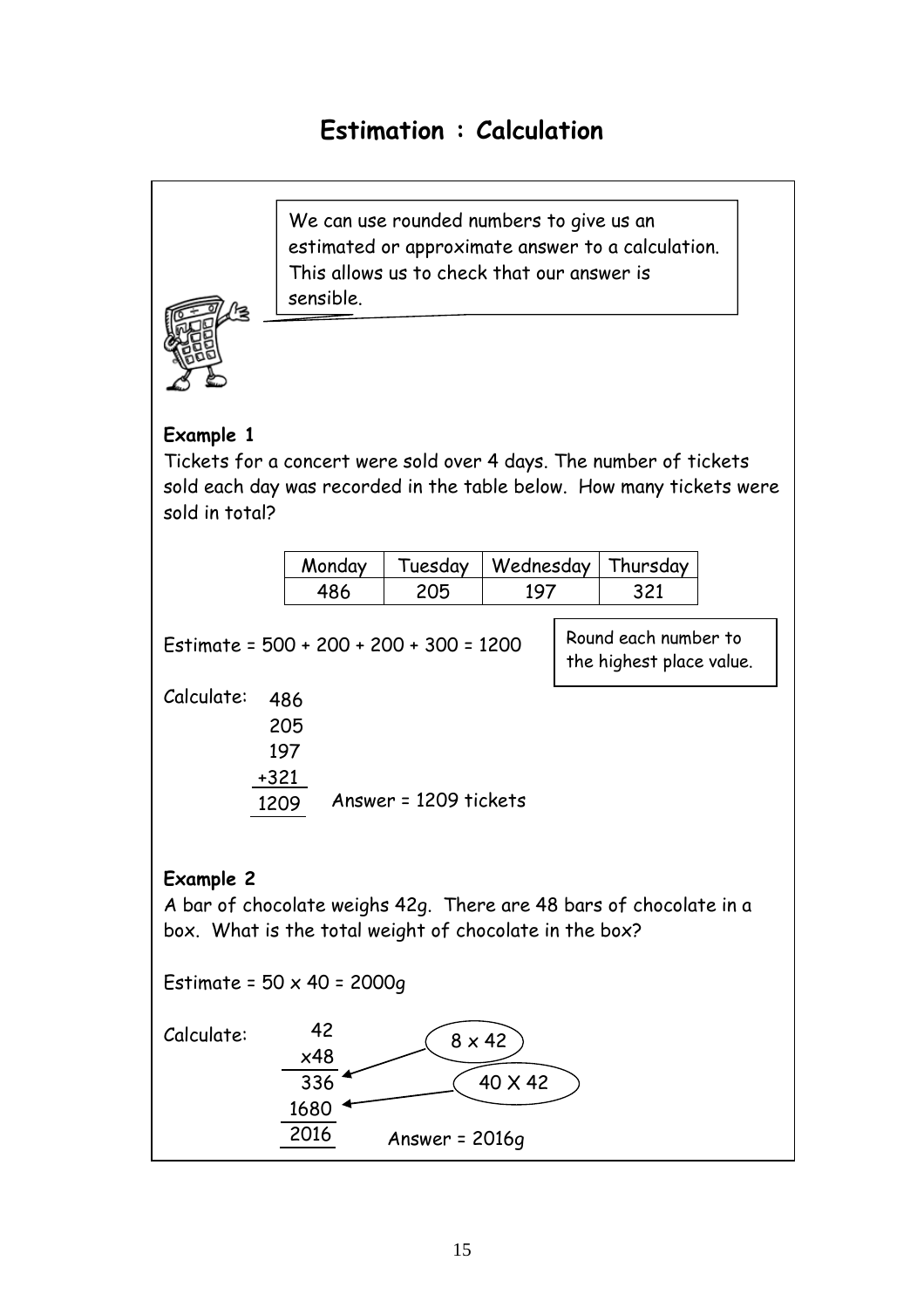# Estimation : Calculation

We can use rounded numbers to give us an estimated or approximate answer to a calculation. This allows us to check that our answer is sensible.

**Example 1**

Tickets for a concert were sold over 4 days. The number of tickets sold each day was recorded in the table below. How many tickets were sold in total?

| Monday | Tuesday | Wednesday | Thursday |
|---|---|---|---|
| 486 | 205 | 197 | 321 |

Estimate = 500 + 200 + 200 + 300 = 1200

Round each number to the highest place value.

Calculate:

```
  486
  205
  197
 +321
 1209
```

Answer = 1209 tickets

**Example 2**

A bar of chocolate weighs 42g. There are 48 bars of chocolate in a box. What is the total weight of chocolate in the box?

Estimate = 50 x 40 = 2000g

Calculate:

```
   42
  x48
  336   ← 8 x 42
 1680   ← 40 X 42
 2016
```

Answer = 2016g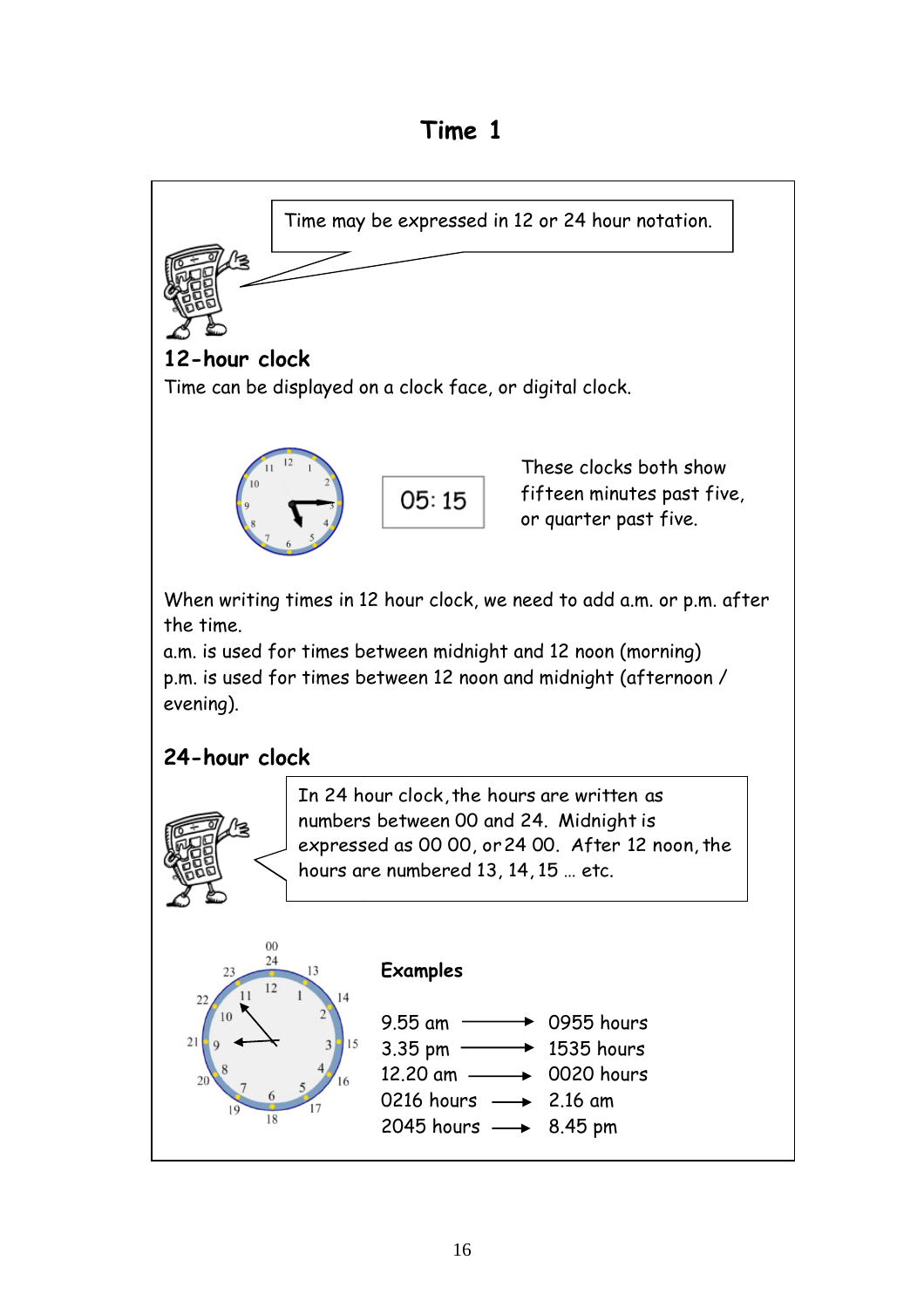# Time 1

Time may be expressed in 12 or 24 hour notation.

## 12-hour clock

Time can be displayed on a clock face, or digital clock.

05: 15

These clocks both show fifteen minutes past five, or quarter past five.

When writing times in 12 hour clock, we need to add a.m. or p.m. after the time.
a.m. is used for times between midnight and 12 noon (morning)
p.m. is used for times between 12 noon and midnight (afternoon / evening).

## 24-hour clock

In 24 hour clock, the hours are written as numbers between 00 and 24. Midnight is expressed as 00 00, or 24 00. After 12 noon, the hours are numbered 13, 14, 15 … etc.

**Examples**

9.55 am ⟶ 0955 hours
3.35 pm ⟶ 1535 hours
12.20 am ⟶ 0020 hours
0216 hours ⟶ 2.16 am
2045 hours ⟶ 8.45 pm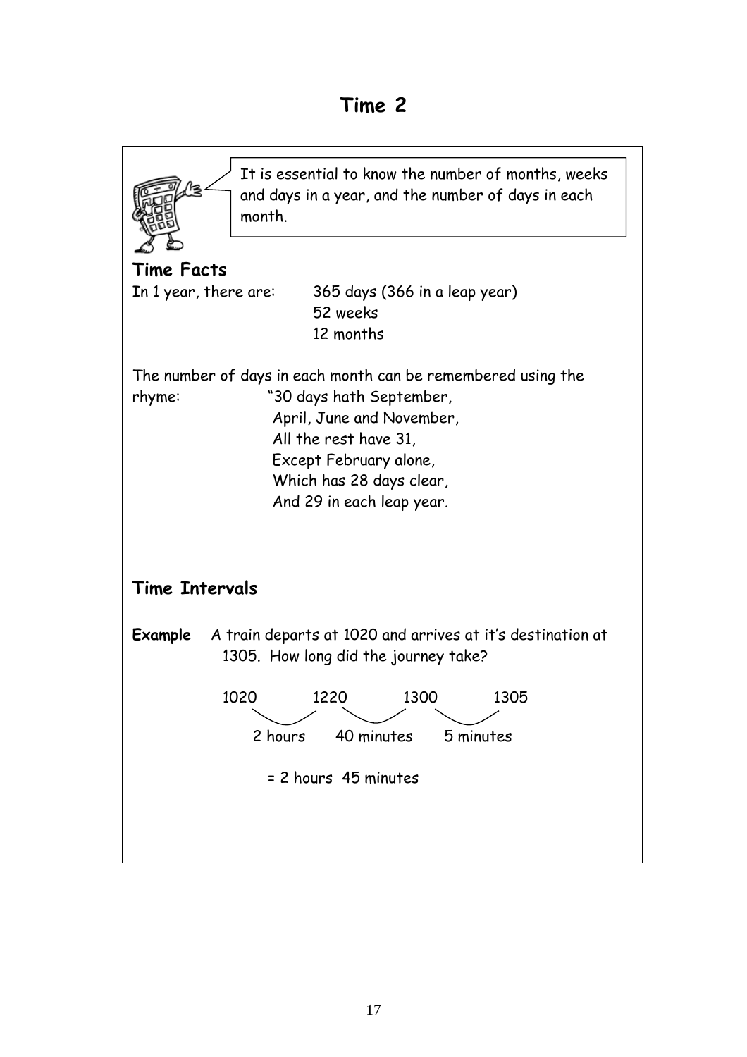# Time 2

It is essential to know the number of months, weeks and days in a year, and the number of days in each month.

## Time Facts

In 1 year, there are: 365 days (366 in a leap year)
52 weeks
12 months

The number of days in each month can be remembered using the rhyme:

"30 days hath September,
April, June and November,
All the rest have 31,
Except February alone,
Which has 28 days clear,
And 29 in each leap year.

## Time Intervals

**Example** A train departs at 1020 and arrives at it's destination at 1305. How long did the journey take?

1020 → 1220: 2 hours
1220 → 1300: 40 minutes
1300 → 1305: 5 minutes

= 2 hours 45 minutes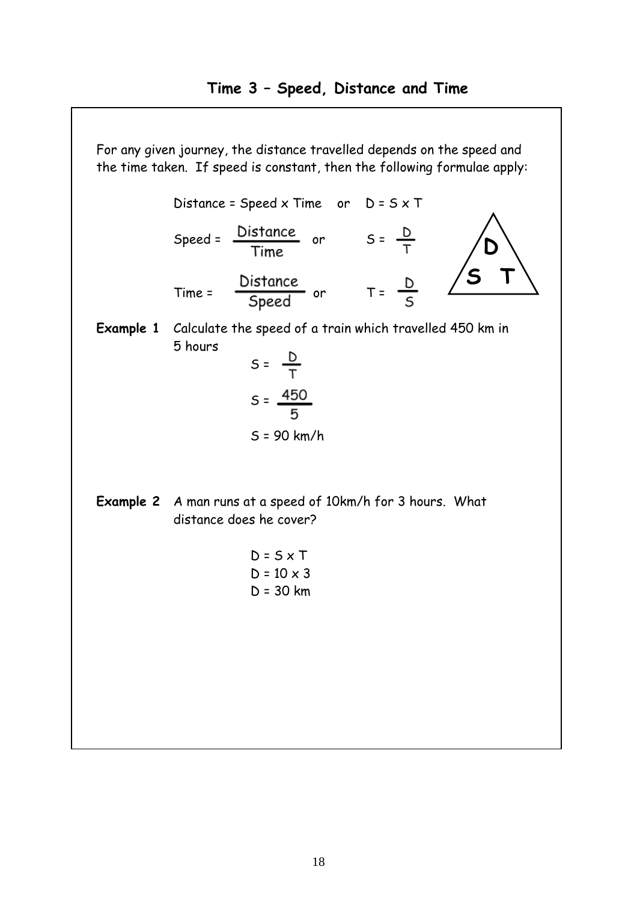# Time 3 – Speed, Distance and Time

For any given journey, the distance travelled depends on the speed and the time taken. If speed is constant, then the following formulae apply:

Distance = Speed x Time or $D = S \times T$

$$\text{Speed} = \frac{\text{Distance}}{\text{Time}} \quad \text{or} \quad S = \frac{D}{T}$$

$$\text{Time} = \frac{\text{Distance}}{\text{Speed}} \quad \text{or} \quad T = \frac{D}{S}$$

D
S T

**Example 1** Calculate the speed of a train which travelled 450 km in 5 hours

$$S = \frac{D}{T}$$

$$S = \frac{450}{5}$$

$S = 90$ km/h

**Example 2** A man runs at a speed of 10km/h for 3 hours. What distance does he cover?

$D = S \times T$

$D = 10 \times 3$

$D = 30$ km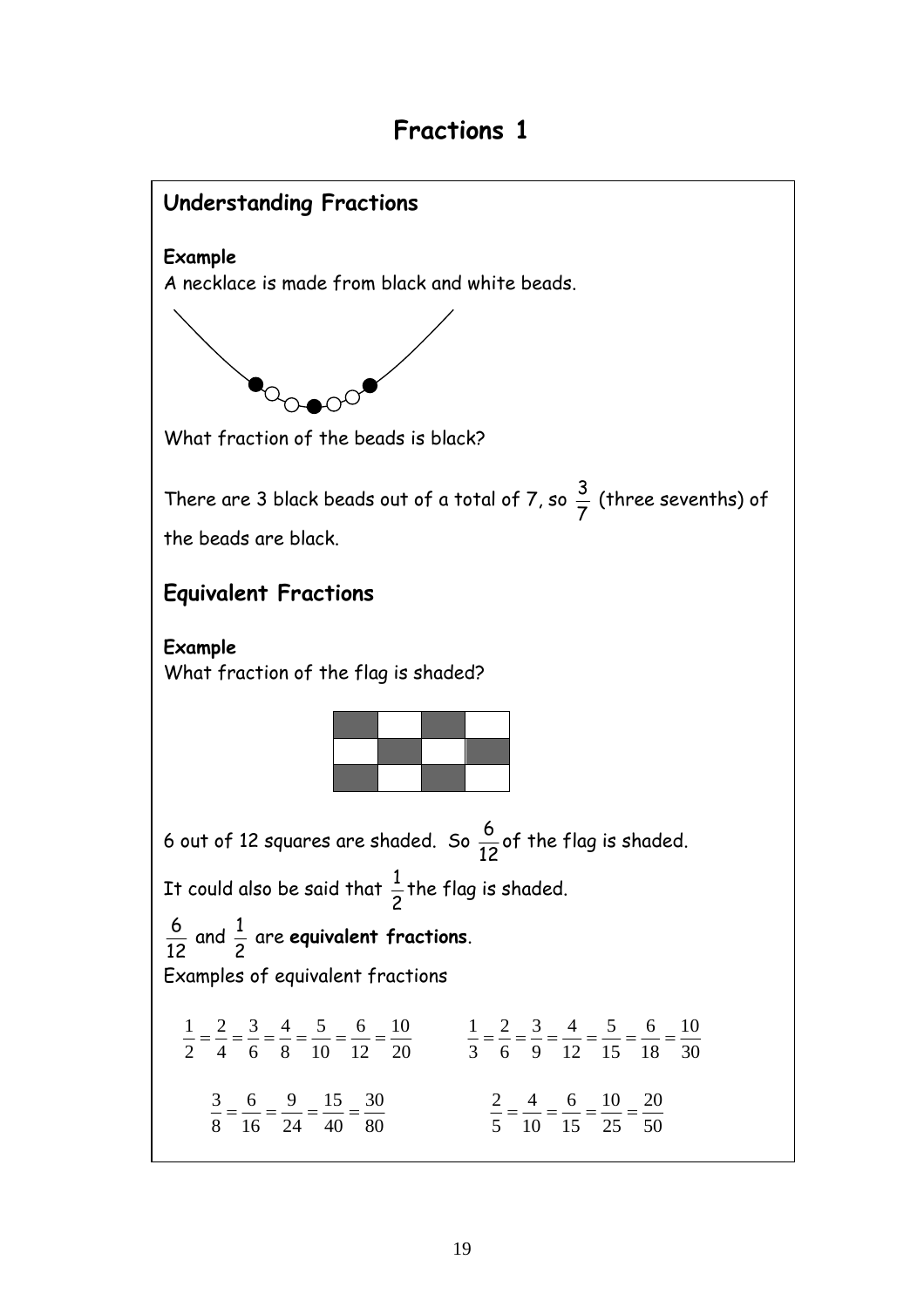# Fractions 1

## Understanding Fractions

**Example**
A necklace is made from black and white beads.

What fraction of the beads is black?

There are 3 black beads out of a total of 7, so $\frac{3}{7}$ (three sevenths) of the beads are black.

## Equivalent Fractions

**Example**
What fraction of the flag is shaded?

6 out of 12 squares are shaded. So $\frac{6}{12}$ of the flag is shaded.

It could also be said that $\frac{1}{2}$ the flag is shaded.

$\frac{6}{12}$ and $\frac{1}{2}$ are **equivalent fractions**.

Examples of equivalent fractions

$$\frac{1}{2} = \frac{2}{4} = \frac{3}{6} = \frac{4}{8} = \frac{5}{10} = \frac{6}{12} = \frac{10}{20}$$

$$\frac{1}{3} = \frac{2}{6} = \frac{3}{9} = \frac{4}{12} = \frac{5}{15} = \frac{6}{18} = \frac{10}{30}$$

$$\frac{3}{8} = \frac{6}{16} = \frac{9}{24} = \frac{15}{40} = \frac{30}{80}$$

$$\frac{2}{5} = \frac{4}{10} = \frac{6}{15} = \frac{10}{25} = \frac{20}{50}$$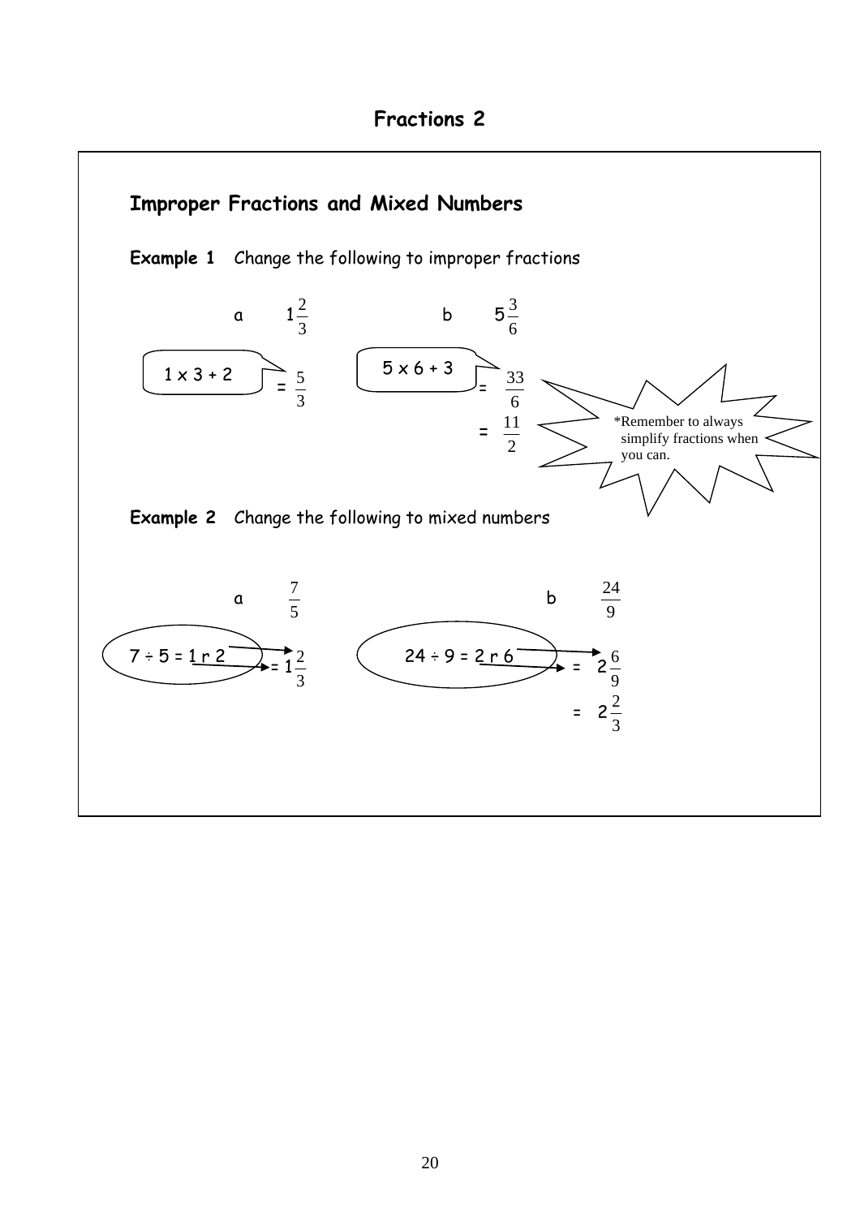# Fractions 2

## Improper Fractions and Mixed Numbers

**Example 1** Change the following to improper fractions

a $1\frac{2}{3}$

1 x 3 + 2

$= \frac{5}{3}$

b $5\frac{3}{6}$

5 x 6 + 3

$= \frac{33}{6}$

$= \frac{11}{2}$

*Remember to always simplify fractions when you can.

**Example 2** Change the following to mixed numbers

a $\frac{7}{5}$

7 ÷ 5 = 1 r 2

$= 1\frac{2}{3}$

b $\frac{24}{9}$

24 ÷ 9 = 2 r 6

$= 2\frac{6}{9}$

$= 2\frac{2}{3}$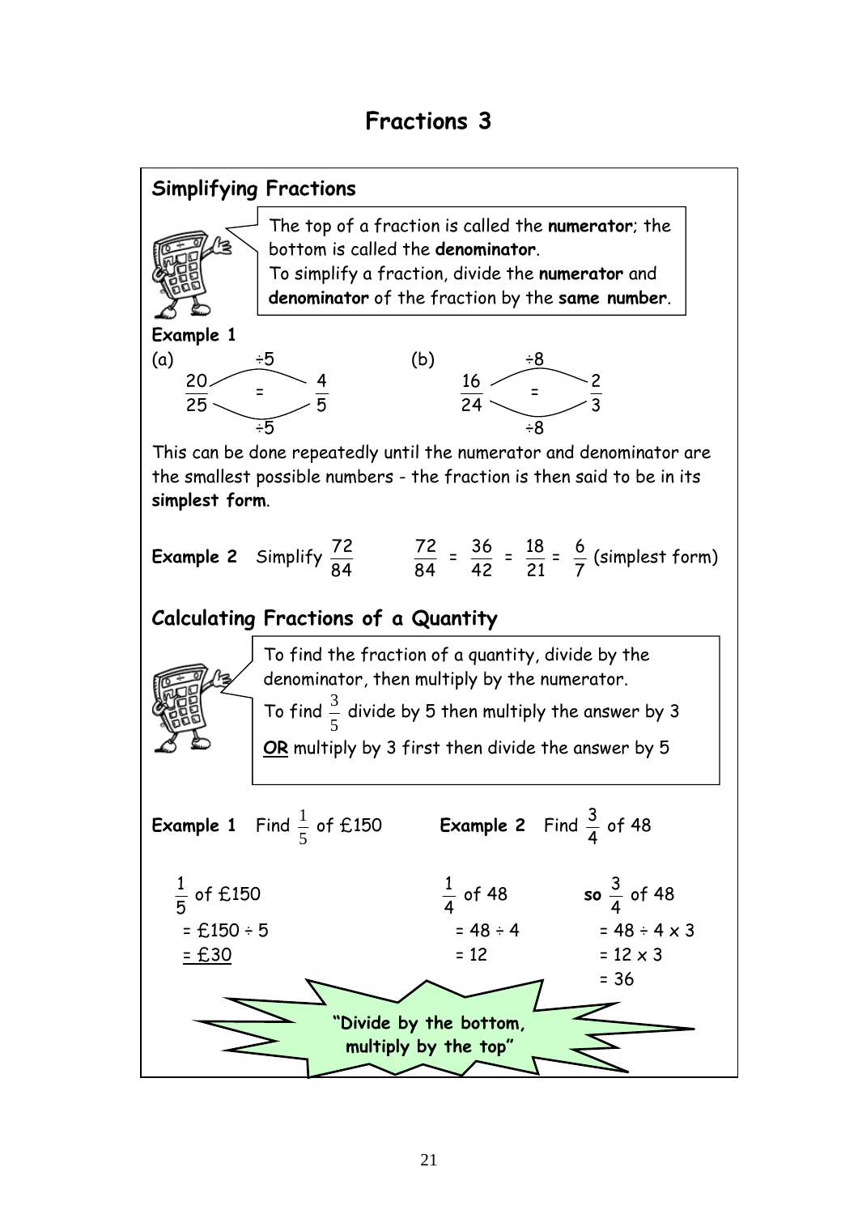# Fractions 3

## Simplifying Fractions

The top of a fraction is called the **numerator**; the bottom is called the **denominator**.
To simplify a fraction, divide the **numerator** and **denominator** of the fraction by the **same number**.

**Example 1**

(a) $\frac{20}{25} = \frac{4}{5}$ (÷5 top and bottom)

(b) $\frac{16}{24} = \frac{2}{3}$ (÷8 top and bottom)

This can be done repeatedly until the numerator and denominator are the smallest possible numbers - the fraction is then said to be in its **simplest form**.

**Example 2** Simplify $\frac{72}{84}$

$\frac{72}{84} = \frac{36}{42} = \frac{18}{21} = \frac{6}{7}$ (simplest form)

## Calculating Fractions of a Quantity

To find the fraction of a quantity, divide by the denominator, then multiply by the numerator.

To find $\frac{3}{5}$ divide by 5 then multiply the answer by 3

**OR** multiply by 3 first then divide the answer by 5

**Example 1** Find $\frac{1}{5}$ of £150

$\frac{1}{5}$ of £150
= £150 ÷ 5
= £30

**Example 2** Find $\frac{3}{4}$ of 48

$\frac{1}{4}$ of 48
= 48 ÷ 4
= 12

**so** $\frac{3}{4}$ of 48
= 48 ÷ 4 × 3
= 12 × 3
= 36

**"Divide by the bottom, multiply by the top"**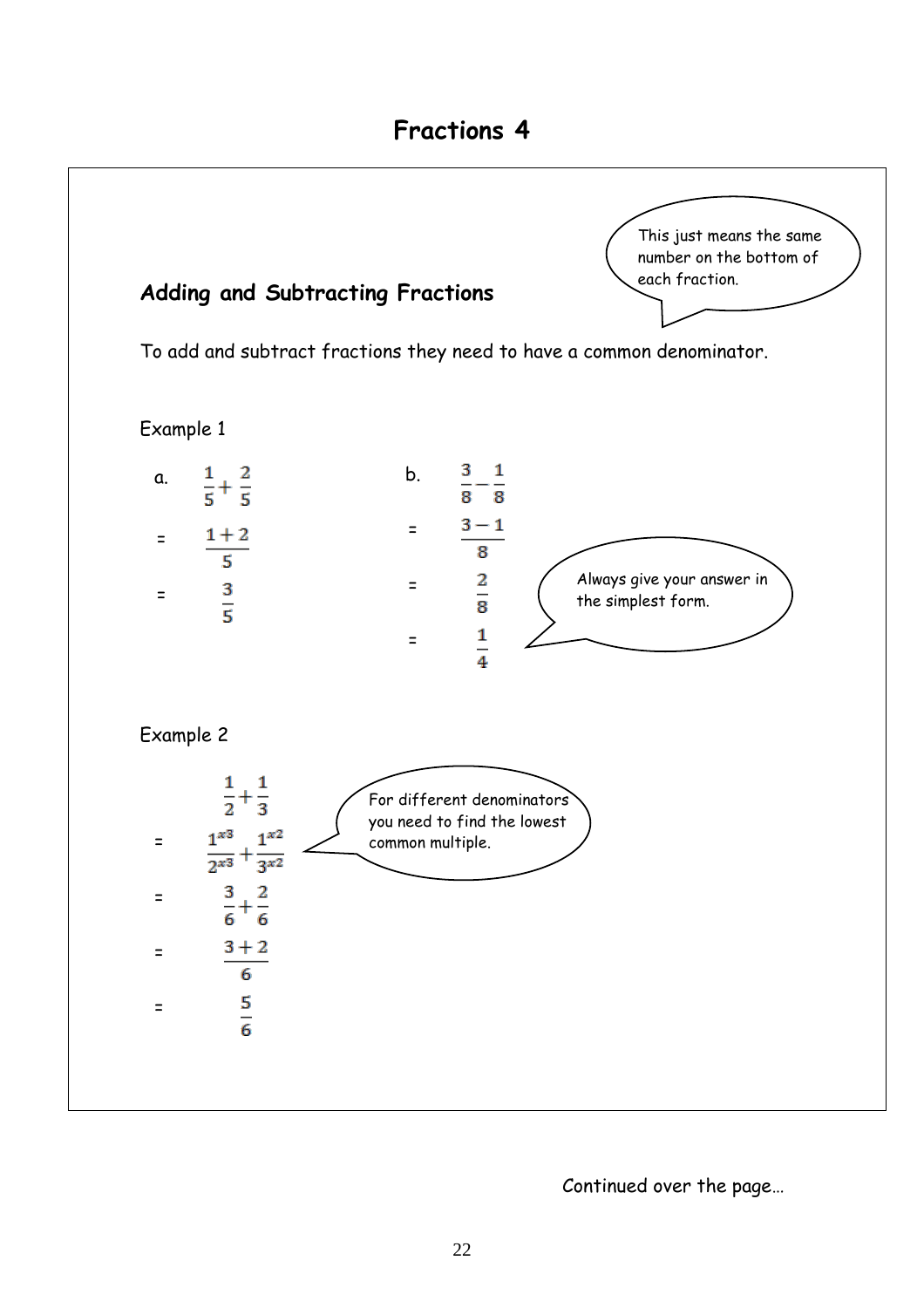# Fractions 4

## Adding and Subtracting Fractions

This just means the same number on the bottom of each fraction.

To add and subtract fractions they need to have a common denominator.

Example 1

a. $\frac{1}{5} + \frac{2}{5}$

$= \frac{1+2}{5}$

$= \frac{3}{5}$

b. $\frac{3}{8} - \frac{1}{8}$

$= \frac{3-1}{8}$

$= \frac{2}{8}$

$= \frac{1}{4}$

Always give your answer in the simplest form.

Example 2

$\frac{1}{2} + \frac{1}{3}$

$= \frac{1^{x3}}{2^{x3}} + \frac{1^{x2}}{3^{x2}}$

$= \frac{3}{6} + \frac{2}{6}$

$= \frac{3+2}{6}$

$= \frac{5}{6}$

For different denominators you need to find the lowest common multiple.

Continued over the page…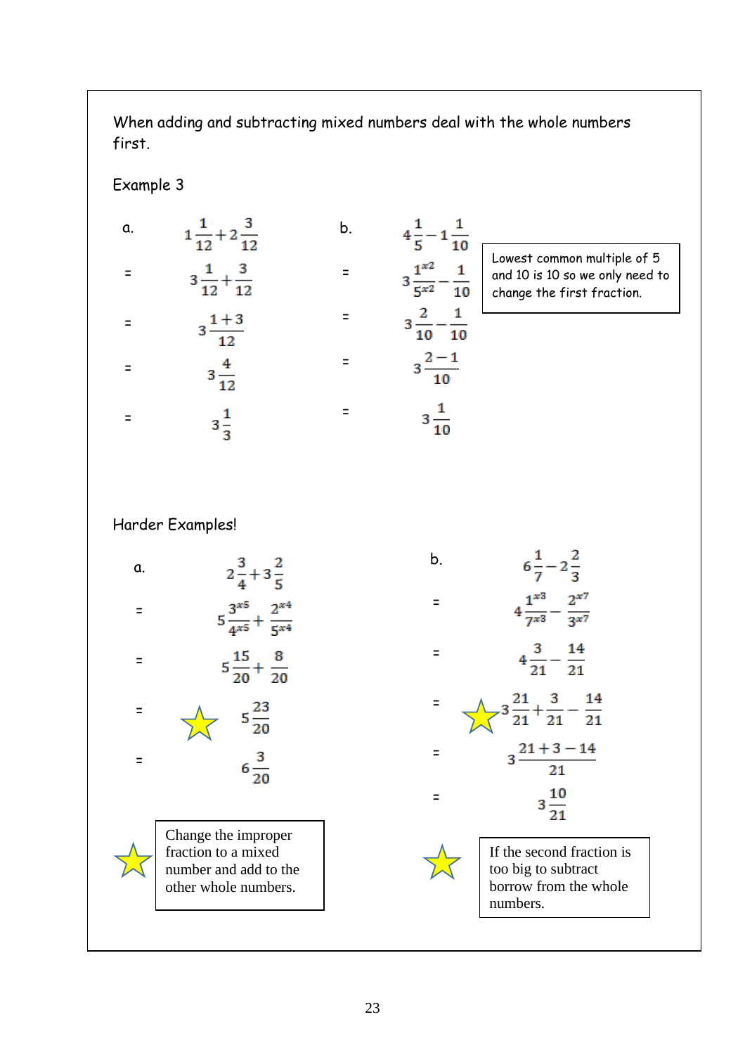When adding and subtracting mixed numbers deal with the whole numbers first.

Example 3

a.

$$1\frac{1}{12} + 2\frac{3}{12}$$

$$= 3\frac{1}{12} + \frac{3}{12}$$

$$= 3\frac{1+3}{12}$$

$$= 3\frac{4}{12}$$

$$= 3\frac{1}{3}$$

b.

$$4\frac{1}{5} - 1\frac{1}{10}$$

$$= 3\frac{1^{x2}}{5^{x2}} - \frac{1}{10}$$

$$= 3\frac{2}{10} - \frac{1}{10}$$

$$= 3\frac{2-1}{10}$$

$$= 3\frac{1}{10}$$

Lowest common multiple of 5 and 10 is 10 so we only need to change the first fraction.

Harder Examples!

a.

$$2\frac{3}{4} + 3\frac{2}{5}$$

$$= 5\frac{3^{x5}}{4^{x5}} + \frac{2^{x4}}{5^{x4}}$$

$$= 5\frac{15}{20} + \frac{8}{20}$$

$$= ☆\ 5\frac{23}{20}$$

$$= 6\frac{3}{20}$$

☆ Change the improper fraction to a mixed number and add to the other whole numbers.

b.

$$6\frac{1}{7} - 2\frac{2}{3}$$

$$= 4\frac{1^{x3}}{7^{x3}} - \frac{2^{x7}}{3^{x7}}$$

$$= 4\frac{3}{21} - \frac{14}{21}$$

$$= ☆\ 3\frac{21}{21} + \frac{3}{21} - \frac{14}{21}$$

$$= 3\frac{21+3-14}{21}$$

$$= 3\frac{10}{21}$$

☆ If the second fraction is too big to subtract borrow from the whole numbers.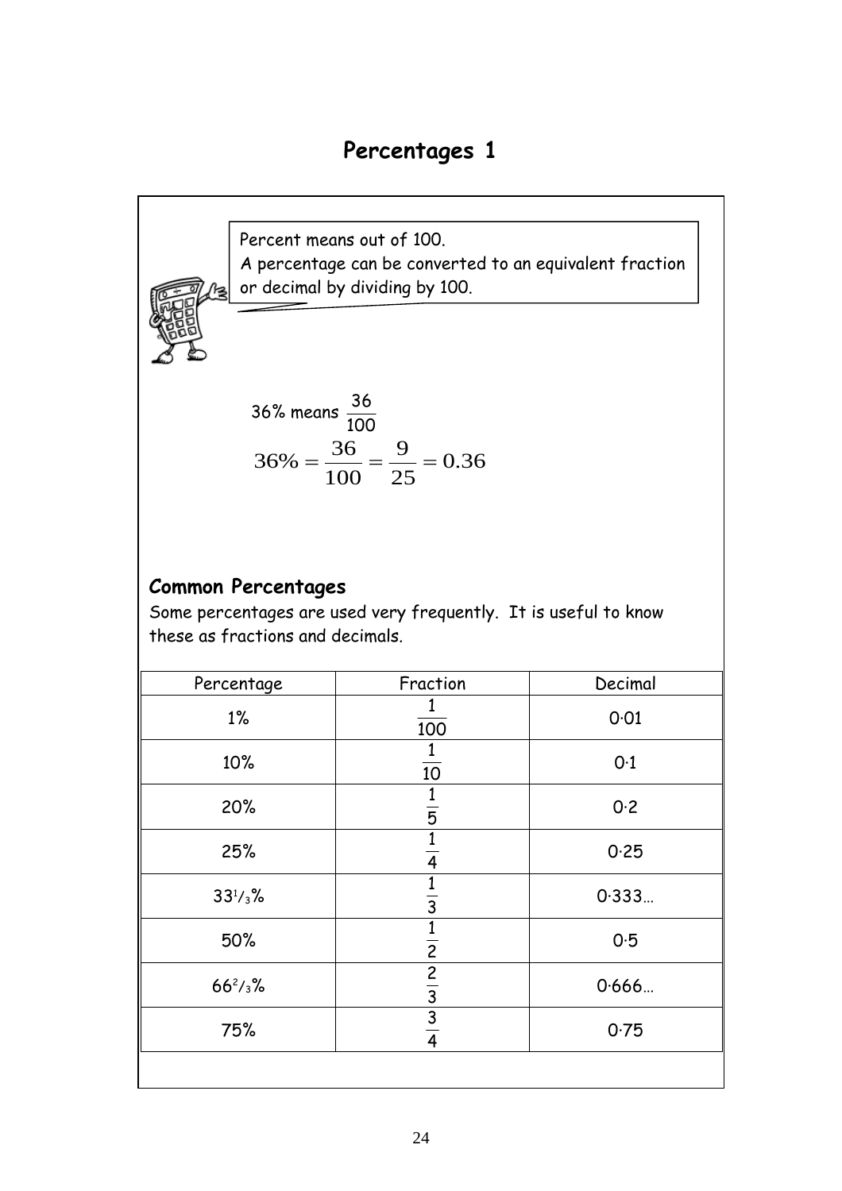# Percentages 1

Percent means out of 100.
A percentage can be converted to an equivalent fraction or decimal by dividing by 100.

36% means $\frac{36}{100}$

$$36\% = \frac{36}{100} = \frac{9}{25} = 0.36$$

## Common Percentages

Some percentages are used very frequently. It is useful to know these as fractions and decimals.

| Percentage | Fraction | Decimal |
| --- | --- | --- |
| 1% | $\frac{1}{100}$ | 0·01 |
| 10% | $\frac{1}{10}$ | 0·1 |
| 20% | $\frac{1}{5}$ | 0·2 |
| 25% | $\frac{1}{4}$ | 0·25 |
| $33\frac{1}{3}\%$ | $\frac{1}{3}$ | 0·333… |
| 50% | $\frac{1}{2}$ | 0·5 |
| $66\frac{2}{3}\%$ | $\frac{2}{3}$ | 0·666… |
| 75% | $\frac{3}{4}$ | 0·75 |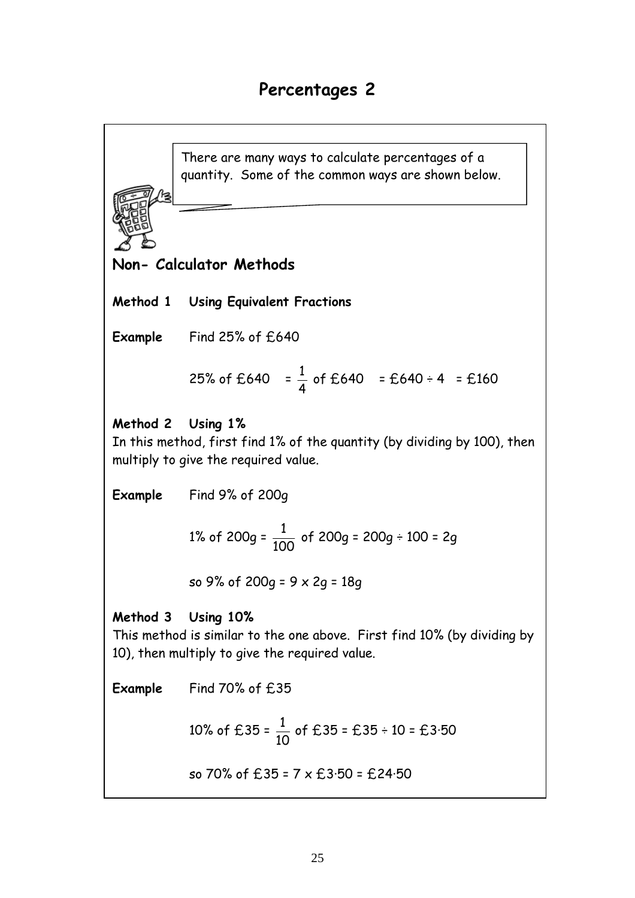# Percentages 2

There are many ways to calculate percentages of a quantity. Some of the common ways are shown below.

## Non- Calculator Methods

**Method 1 Using Equivalent Fractions**

**Example** Find 25% of £640

$$25\% \text{ of } £640 = \frac{1}{4} \text{ of } £640 = £640 \div 4 = £160$$

**Method 2 Using 1%**

In this method, first find 1% of the quantity (by dividing by 100), then multiply to give the required value.

**Example** Find 9% of 200g

$$1\% \text{ of } 200g = \frac{1}{100} \text{ of } 200g = 200g \div 100 = 2g$$

so 9% of 200g = $9 \times 2g$ = 18g

**Method 3 Using 10%**

This method is similar to the one above. First find 10% (by dividing by 10), then multiply to give the required value.

**Example** Find 70% of £35

$$10\% \text{ of } £35 = \frac{1}{10} \text{ of } £35 = £35 \div 10 = £3{\cdot}50$$

so 70% of £35 = $7 \times$ £3·50 = £24·50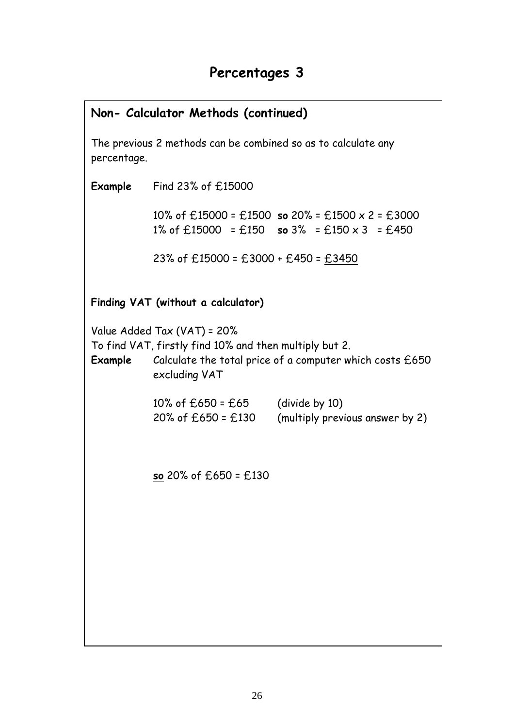# Percentages 3

## Non- Calculator Methods (continued)

The previous 2 methods can be combined so as to calculate any percentage.

**Example** Find 23% of £15000

10% of £15000 = £1500 **so** 20% = £1500 x 2 = £3000
1% of £15000 = £150 **so** 3% = £150 x 3 = £450

23% of £15000 = £3000 + £450 = <u>£3450</u>

**Finding VAT (without a calculator)**

Value Added Tax (VAT) = 20%
To find VAT, firstly find 10% and then multiply but 2.

**Example** Calculate the total price of a computer which costs £650 excluding VAT

10% of £650 = £65 (divide by 10)
20% of £650 = £130 (multiply previous answer by 2)

**<u>so</u>** 20% of £650 = £130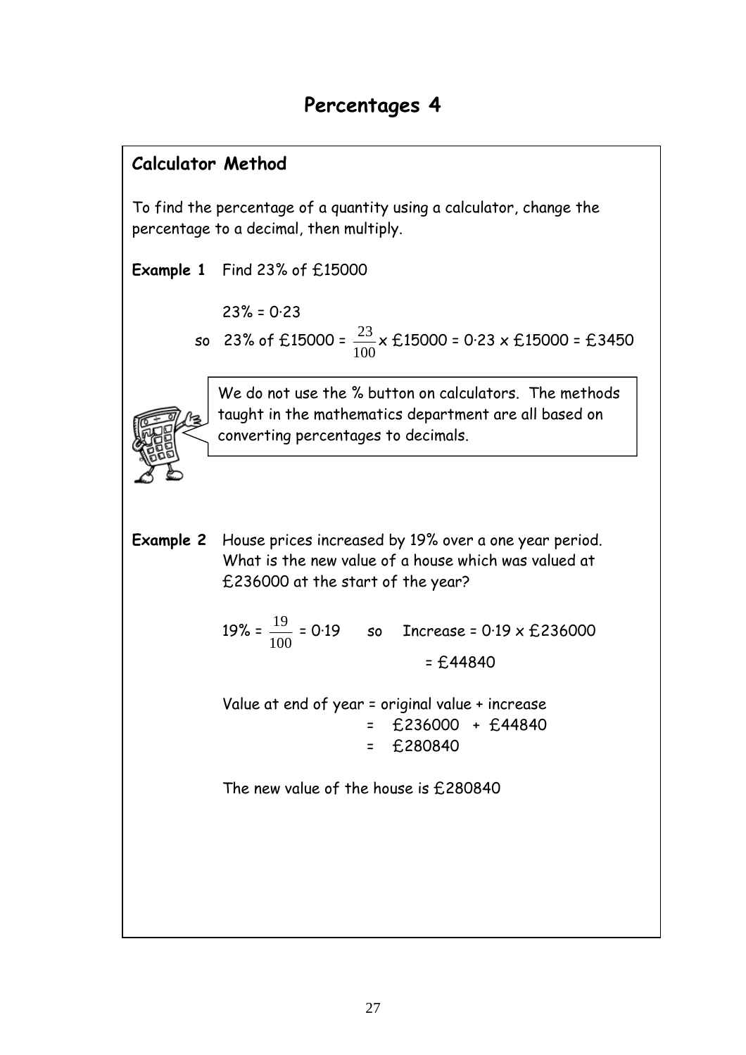# Percentages 4

## Calculator Method

To find the percentage of a quantity using a calculator, change the percentage to a decimal, then multiply.

**Example 1** Find 23% of £15000

23% = 0·23

so 23% of £15000 = $\frac{23}{100}$ x £15000 = 0·23 x £15000 = £3450

We do not use the % button on calculators. The methods taught in the mathematics department are all based on converting percentages to decimals.

**Example 2** House prices increased by 19% over a one year period. What is the new value of a house which was valued at £236000 at the start of the year?

19% = $\frac{19}{100}$ = 0·19 so Increase = 0·19 x £236000

= £44840

Value at end of year = original value + increase

= £236000 + £44840

= £280840

The new value of the house is £280840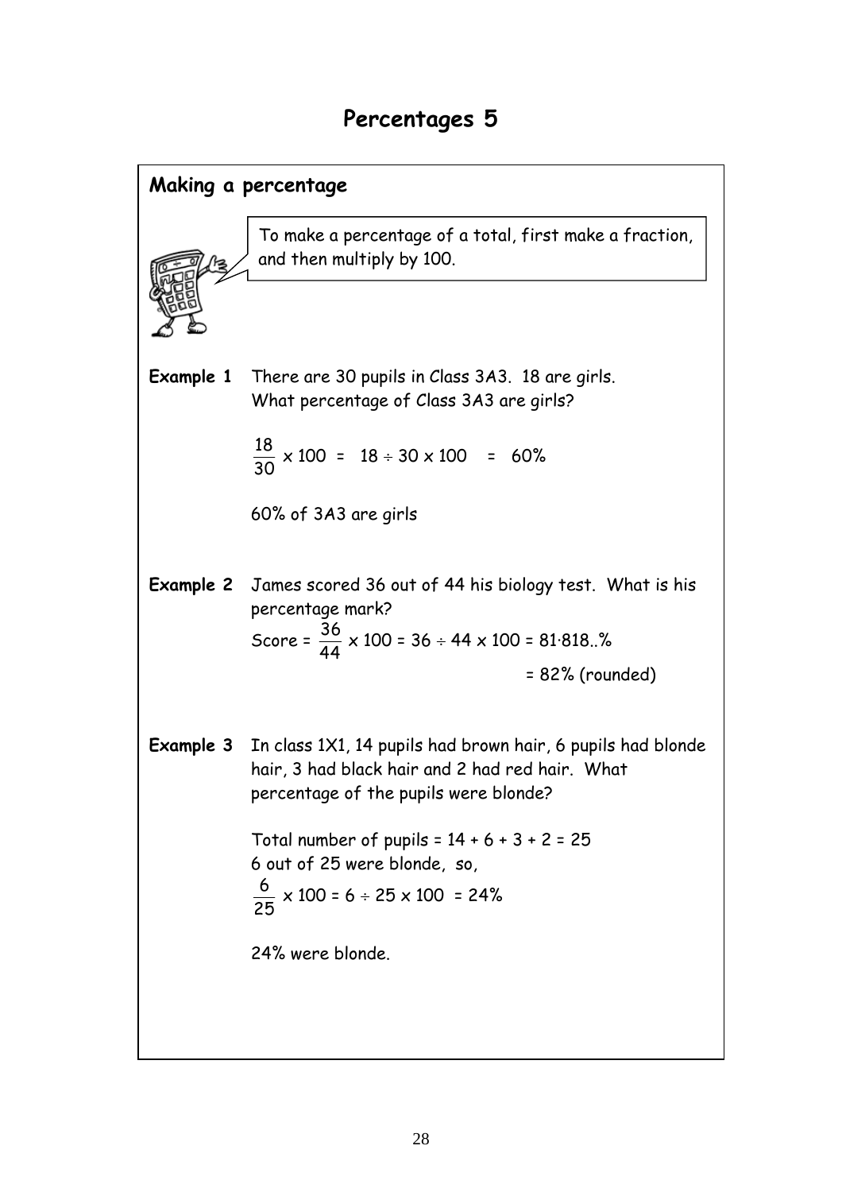# Percentages 5

## Making a percentage

To make a percentage of a total, first make a fraction, and then multiply by 100.

**Example 1** There are 30 pupils in Class 3A3. 18 are girls.
What percentage of Class 3A3 are girls?

$$\frac{18}{30} \times 100 = 18 \div 30 \times 100 = 60\%$$

60% of 3A3 are girls

**Example 2** James scored 36 out of 44 his biology test. What is his percentage mark?

$$\text{Score} = \frac{36}{44} \times 100 = 36 \div 44 \times 100 = 81{\cdot}818..\%$$

$$= 82\% \text{ (rounded)}$$

**Example 3** In class 1X1, 14 pupils had brown hair, 6 pupils had blonde hair, 3 had black hair and 2 had red hair. What percentage of the pupils were blonde?

Total number of pupils = 14 + 6 + 3 + 2 = 25
6 out of 25 were blonde, so,

$$\frac{6}{25} \times 100 = 6 \div 25 \times 100 = 24\%$$

24% were blonde.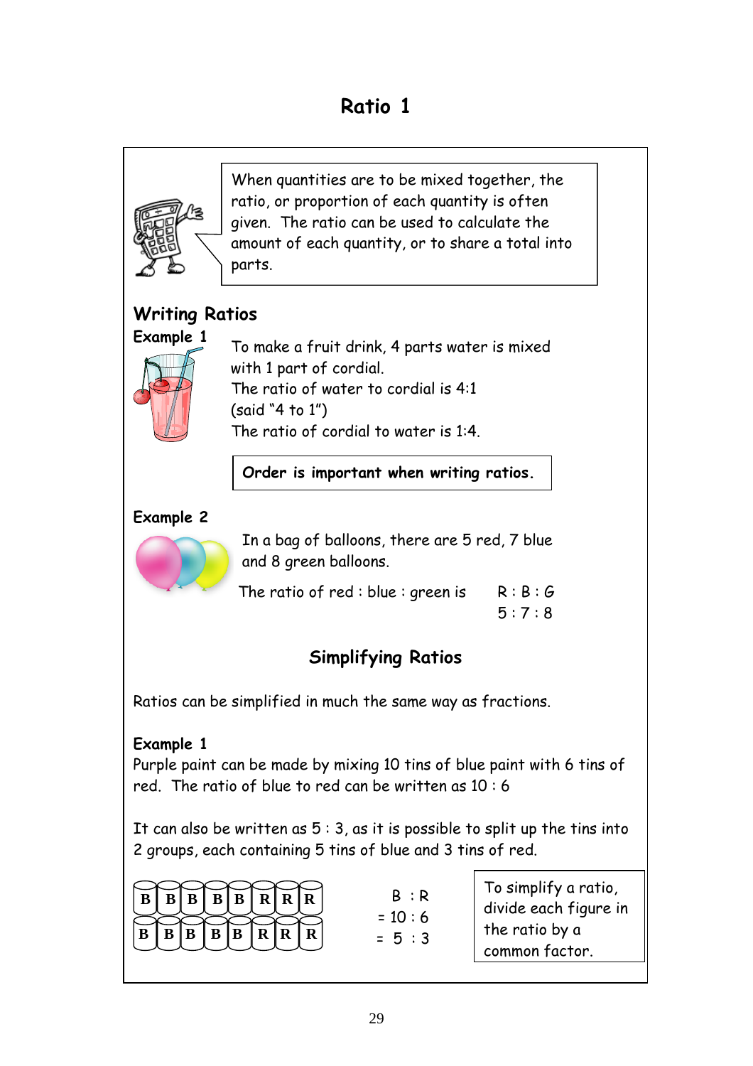# Ratio 1

When quantities are to be mixed together, the ratio, or proportion of each quantity is often given. The ratio can be used to calculate the amount of each quantity, or to share a total into parts.

## Writing Ratios

**Example 1**

To make a fruit drink, 4 parts water is mixed with 1 part of cordial.
The ratio of water to cordial is 4:1
(said "4 to 1")
The ratio of cordial to water is 1:4.

**Order is important when writing ratios.**

**Example 2**

In a bag of balloons, there are 5 red, 7 blue and 8 green balloons.

The ratio of red : blue : green is  R : B : G
5 : 7 : 8

## Simplifying Ratios

Ratios can be simplified in much the same way as fractions.

**Example 1**

Purple paint can be made by mixing 10 tins of blue paint with 6 tins of red. The ratio of blue to red can be written as 10 : 6

It can also be written as 5 : 3, as it is possible to split up the tins into 2 groups, each containing 5 tins of blue and 3 tins of red.

| B | B | B | B | B | R | R | R |
|---|---|---|---|---|---|---|---|
| B | B | B | B | B | R | R | R |

B : R
= 10 : 6
= 5 : 3

To simplify a ratio, divide each figure in the ratio by a common factor.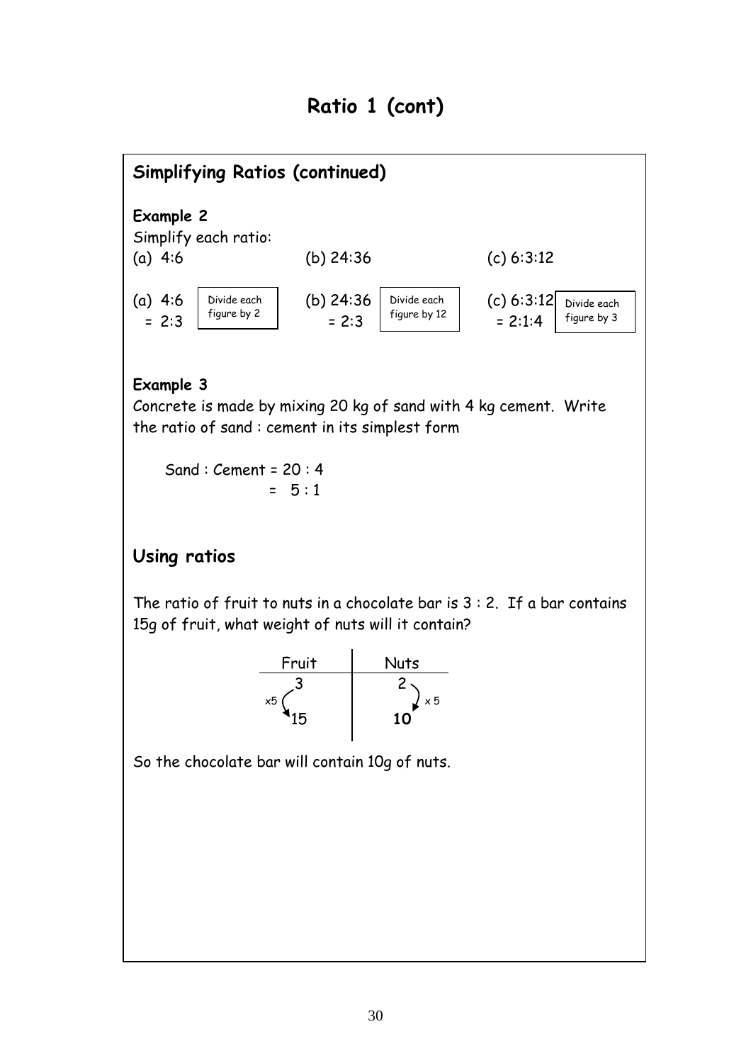# Ratio 1 (cont)

## Simplifying Ratios (continued)

**Example 2**

Simplify each ratio:

(a) 4:6 (b) 24:36 (c) 6:3:12

(a) 4:6
= 2:3 (Divide each figure by 2)

(b) 24:36
= 2:3 (Divide each figure by 12)

(c) 6:3:12
= 2:1:4 (Divide each figure by 3)

**Example 3**

Concrete is made by mixing 20 kg of sand with 4 kg cement. Write the ratio of sand : cement in its simplest form

Sand : Cement = 20 : 4
= 5 : 1

## Using ratios

The ratio of fruit to nuts in a chocolate bar is 3 : 2. If a bar contains 15g of fruit, what weight of nuts will it contain?

| Fruit | Nuts |
|---|---|
| 3 | 2 |
| ×5 ↓ 15 | ×5 ↓ **10** |

So the chocolate bar will contain 10g of nuts.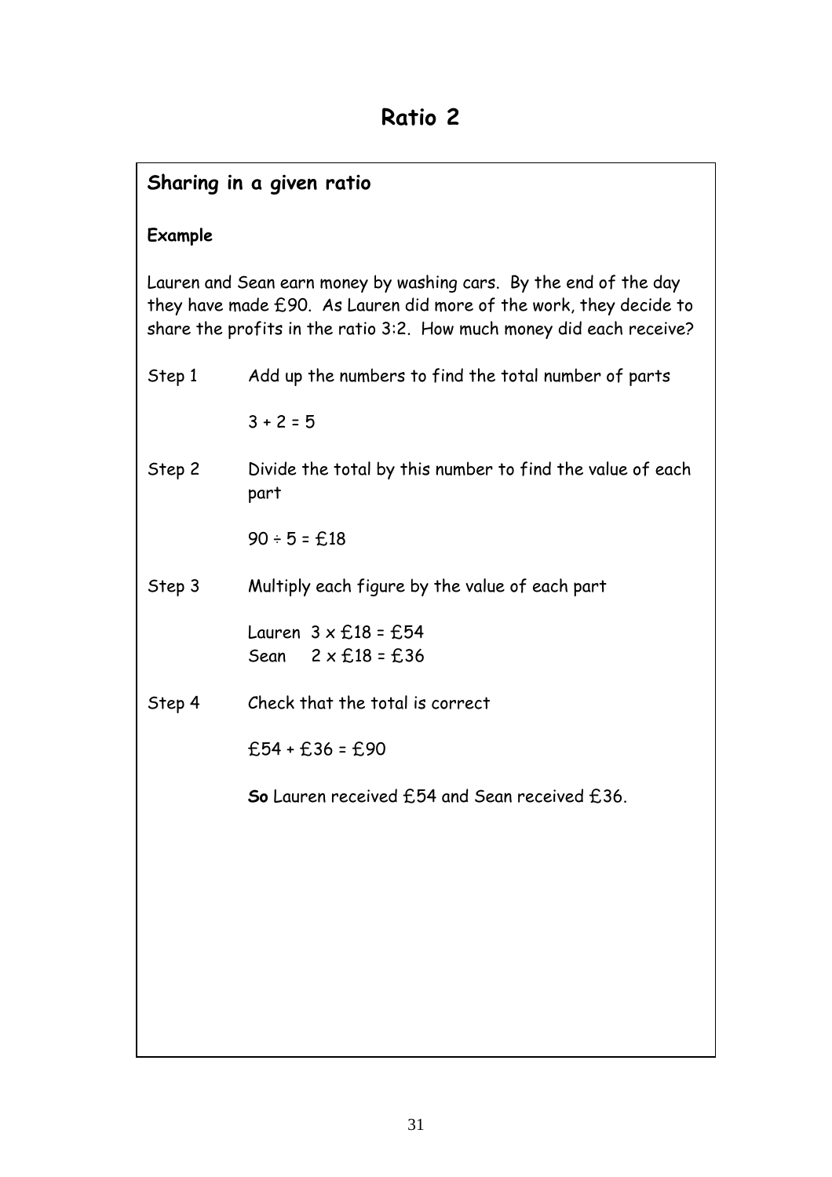# Ratio 2

## Sharing in a given ratio

**Example**

Lauren and Sean earn money by washing cars. By the end of the day they have made £90. As Lauren did more of the work, they decide to share the profits in the ratio 3:2. How much money did each receive?

Step 1 Add up the numbers to find the total number of parts

$3 + 2 = 5$

Step 2 Divide the total by this number to find the value of each part

$90 \div 5 =$ £18

Step 3 Multiply each figure by the value of each part

Lauren $3 \times$ £18 = £54
Sean $2 \times$ £18 = £36

Step 4 Check that the total is correct

£54 + £36 = £90

**So** Lauren received £54 and Sean received £36.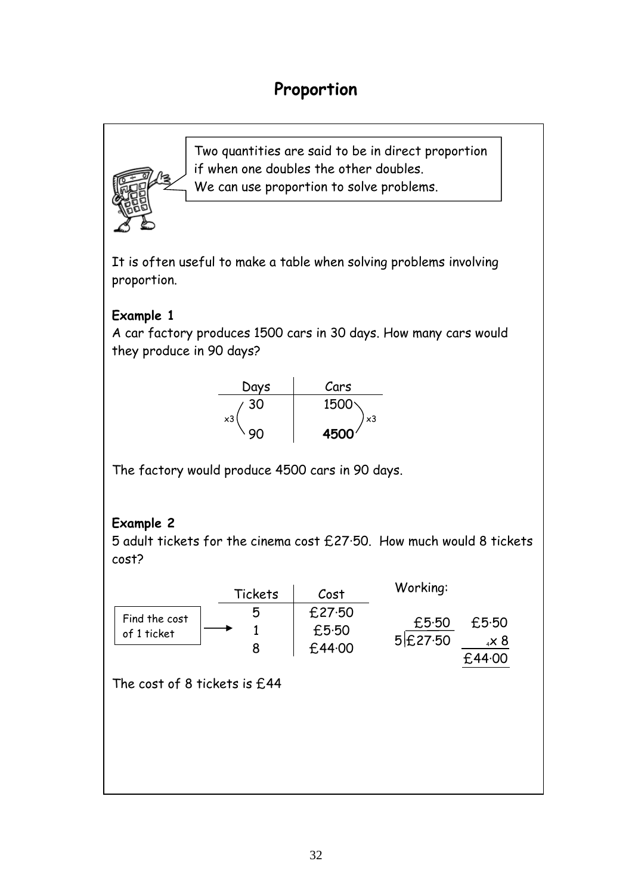# Proportion

> Two quantities are said to be in direct proportion if when one doubles the other doubles.
> We can use proportion to solve problems.

It is often useful to make a table when solving problems involving proportion.

**Example 1**

A car factory produces 1500 cars in 30 days. How many cars would they produce in 90 days?

| Days | Cars |
|---|---|
| 30 | 1500 |
| 90 | **4500** |

(×3 applied to both columns)

The factory would produce 4500 cars in 90 days.

**Example 2**

5 adult tickets for the cinema cost £27·50. How much would 8 tickets cost?

| Tickets | Cost |
|---|---|
| 5 | £27·50 |
| 1 | £5·50 |
| 8 | £44·00 |

Find the cost of 1 ticket → 1

Working:

£27·50 ÷ 5 = £5·50

£5·50 × 8 = £44·00

The cost of 8 tickets is £44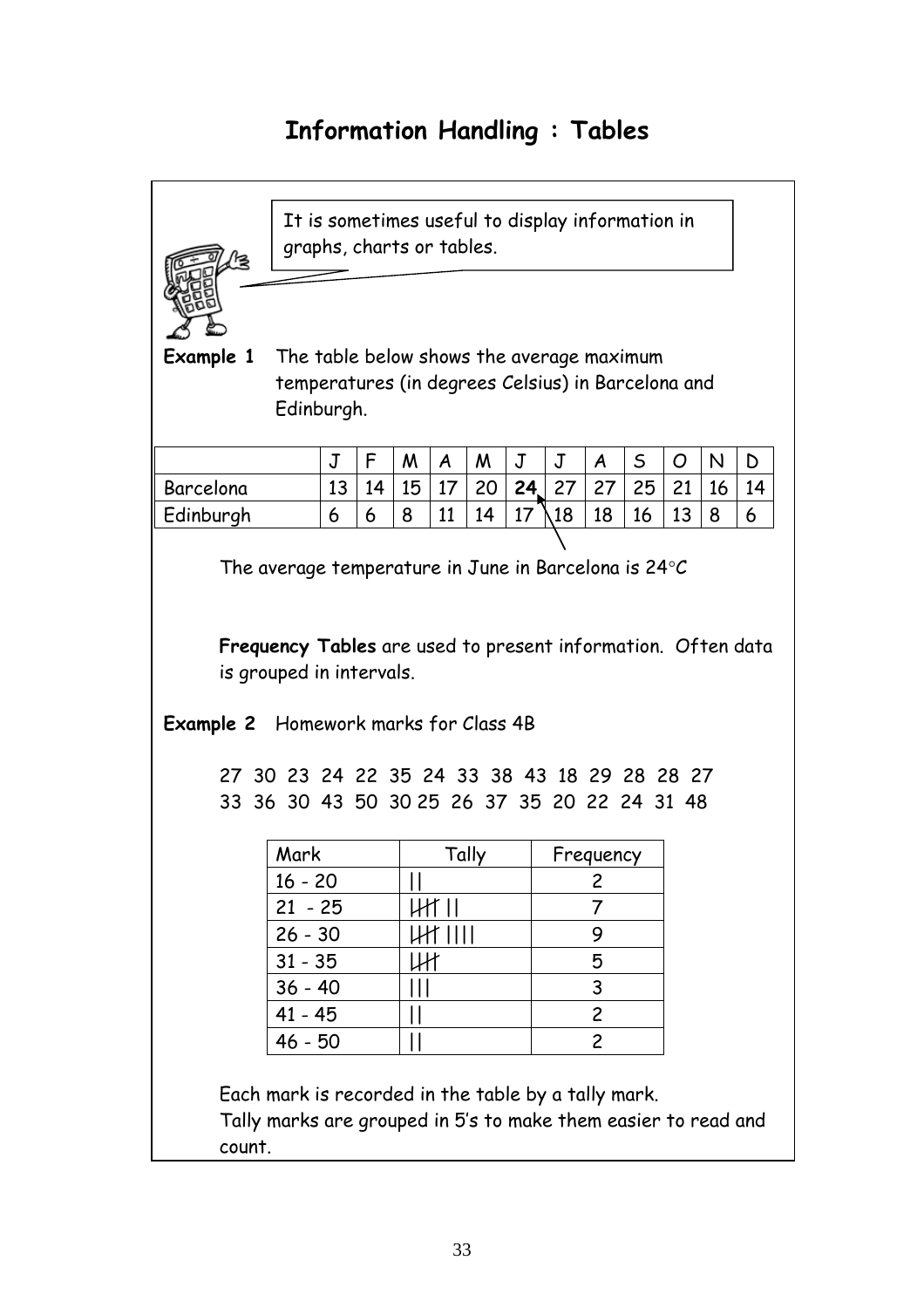# Information Handling : Tables

It is sometimes useful to display information in graphs, charts or tables.

**Example 1** The table below shows the average maximum temperatures (in degrees Celsius) in Barcelona and Edinburgh.

| | J | F | M | A | M | J | J | A | S | O | N | D |
|---|---|---|---|---|---|---|---|---|---|---|---|---|
| Barcelona | 13 | 14 | 15 | 17 | 20 | **24** | 27 | 27 | 25 | 21 | 16 | 14 |
| Edinburgh | 6 | 6 | 8 | 11 | 14 | 17 | 18 | 18 | 16 | 13 | 8 | 6 |

The average temperature in June in Barcelona is 24°C

**Frequency Tables** are used to present information. Often data is grouped in intervals.

**Example 2** Homework marks for Class 4B

27 30 23 24 22 35 24 33 38 43 18 29 28 28 27
33 36 30 43 50 30 25 26 37 35 20 22 24 31 48

| Mark | Tally | Frequency |
|---|---|---|
| 16 - 20 | \|\| | 2 |
| 21 - 25 | ~~\|\|\|\|~~ \|\| | 7 |
| 26 - 30 | ~~\|\|\|\|~~ \|\|\|\| | 9 |
| 31 - 35 | ~~\|\|\|\|~~ | 5 |
| 36 - 40 | \|\|\| | 3 |
| 41 - 45 | \|\| | 2 |
| 46 - 50 | \|\| | 2 |

Each mark is recorded in the table by a tally mark.
Tally marks are grouped in 5's to make them easier to read and count.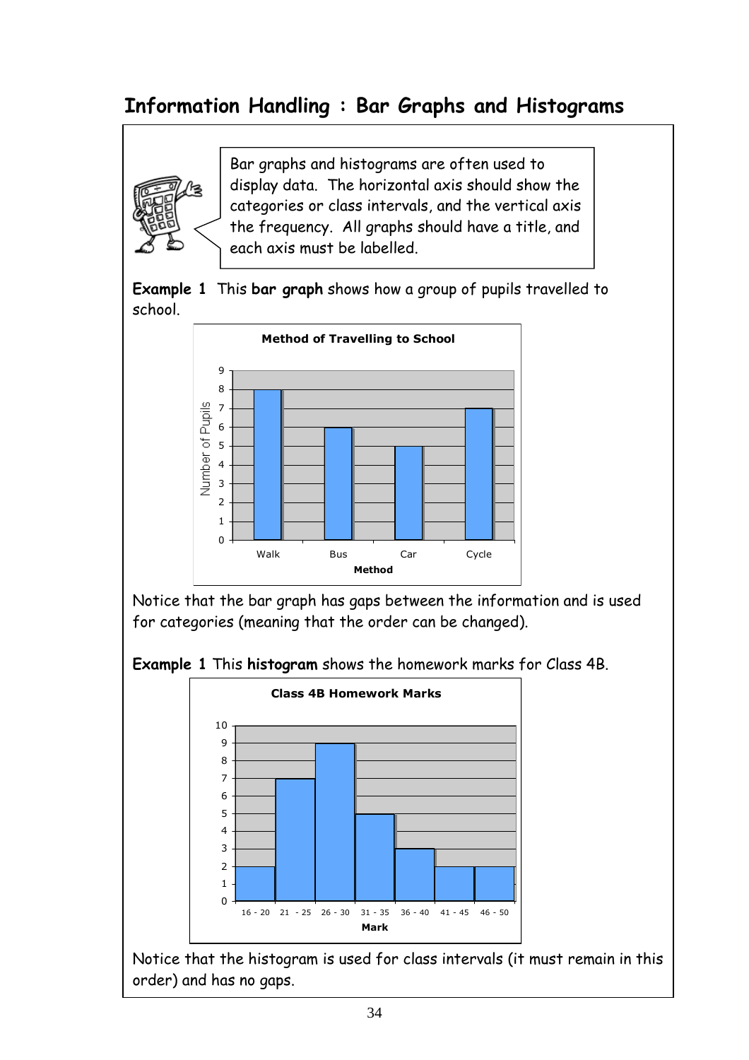# Information Handling : Bar Graphs and Histograms

Bar graphs and histograms are often used to display data. The horizontal axis should show the categories or class intervals, and the vertical axis the frequency. All graphs should have a title, and each axis must be labelled.

**Example 1** This **bar graph** shows how a group of pupils travelled to school.

**Method of Travelling to School**

| Method | Number of Pupils |
|---|---|
| Walk | 8 |
| Bus | 6 |
| Car | 5 |
| Cycle | 7 |

Notice that the bar graph has gaps between the information and is used for categories (meaning that the order can be changed).

**Example 1** This **histogram** shows the homework marks for Class 4B.

**Class 4B Homework Marks**

| Mark | Frequency |
|---|---|
| 16 - 20 | 2 |
| 21 - 25 | 7 |
| 26 - 30 | 9 |
| 31 - 35 | 5 |
| 36 - 40 | 3 |
| 41 - 45 | 2 |
| 46 - 50 | 2 |

Notice that the histogram is used for class intervals (it must remain in this order) and has no gaps.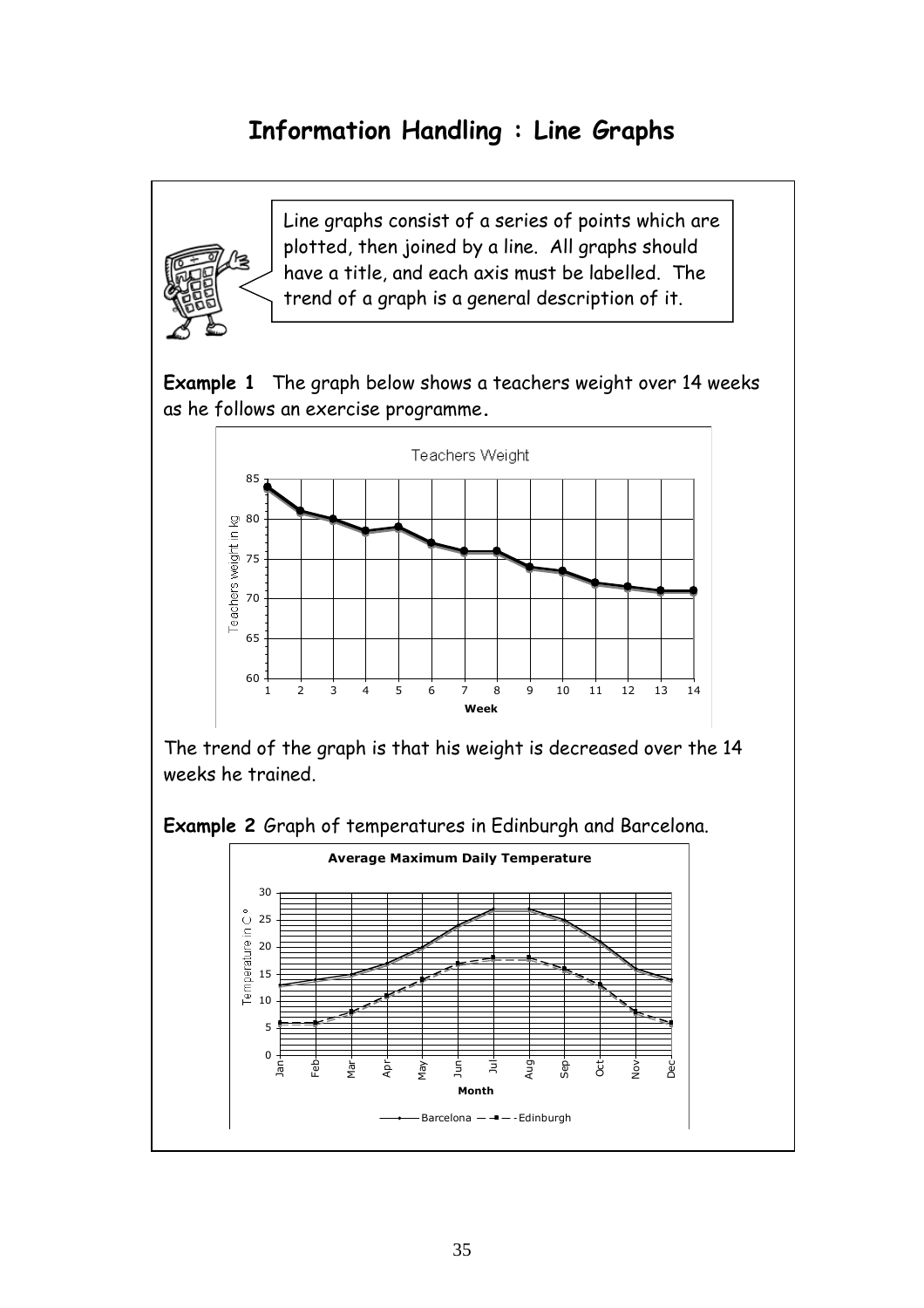# Information Handling : Line Graphs

Line graphs consist of a series of points which are plotted, then joined by a line. All graphs should have a title, and each axis must be labelled. The trend of a graph is a general description of it.

**Example 1** The graph below shows a teachers weight over 14 weeks as he follows an exercise programme.

The trend of the graph is that his weight is decreased over the 14 weeks he trained.

**Example 2** Graph of temperatures in Edinburgh and Barcelona.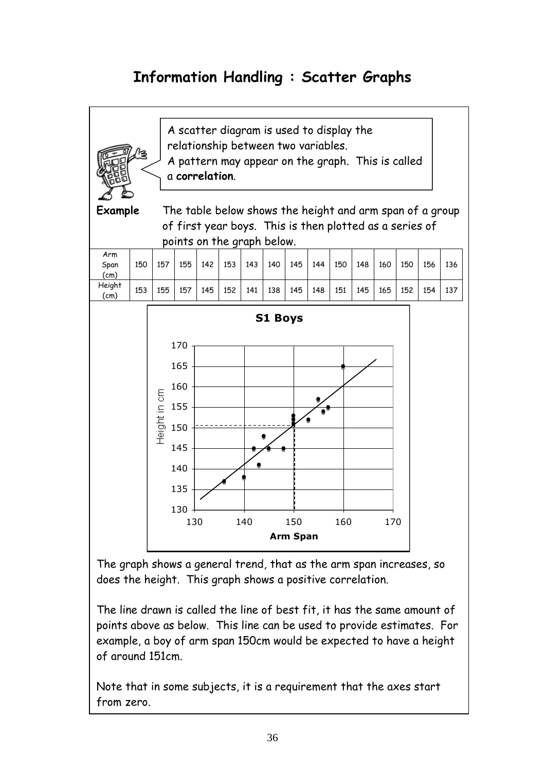# Information Handling : Scatter Graphs

A scatter diagram is used to display the relationship between two variables.
A pattern may appear on the graph. This is called a **correlation**.

**Example** The table below shows the height and arm span of a group of first year boys. This is then plotted as a series of points on the graph below.

| Arm Span (cm) | 150 | 157 | 155 | 142 | 153 | 143 | 140 | 145 | 144 | 150 | 148 | 160 | 150 | 156 | 136 |
|---|---|---|---|---|---|---|---|---|---|---|---|---|---|---|---|
| Height (cm) | 153 | 155 | 157 | 145 | 152 | 141 | 138 | 145 | 148 | 151 | 145 | 165 | 152 | 154 | 137 |

The graph shows a general trend, that as the arm span increases, so does the height. This graph shows a positive correlation.

The line drawn is called the line of best fit, it has the same amount of points above as below. This line can be used to provide estimates. For example, a boy of arm span 150cm would be expected to have a height of around 151cm.

Note that in some subjects, it is a requirement that the axes start from zero.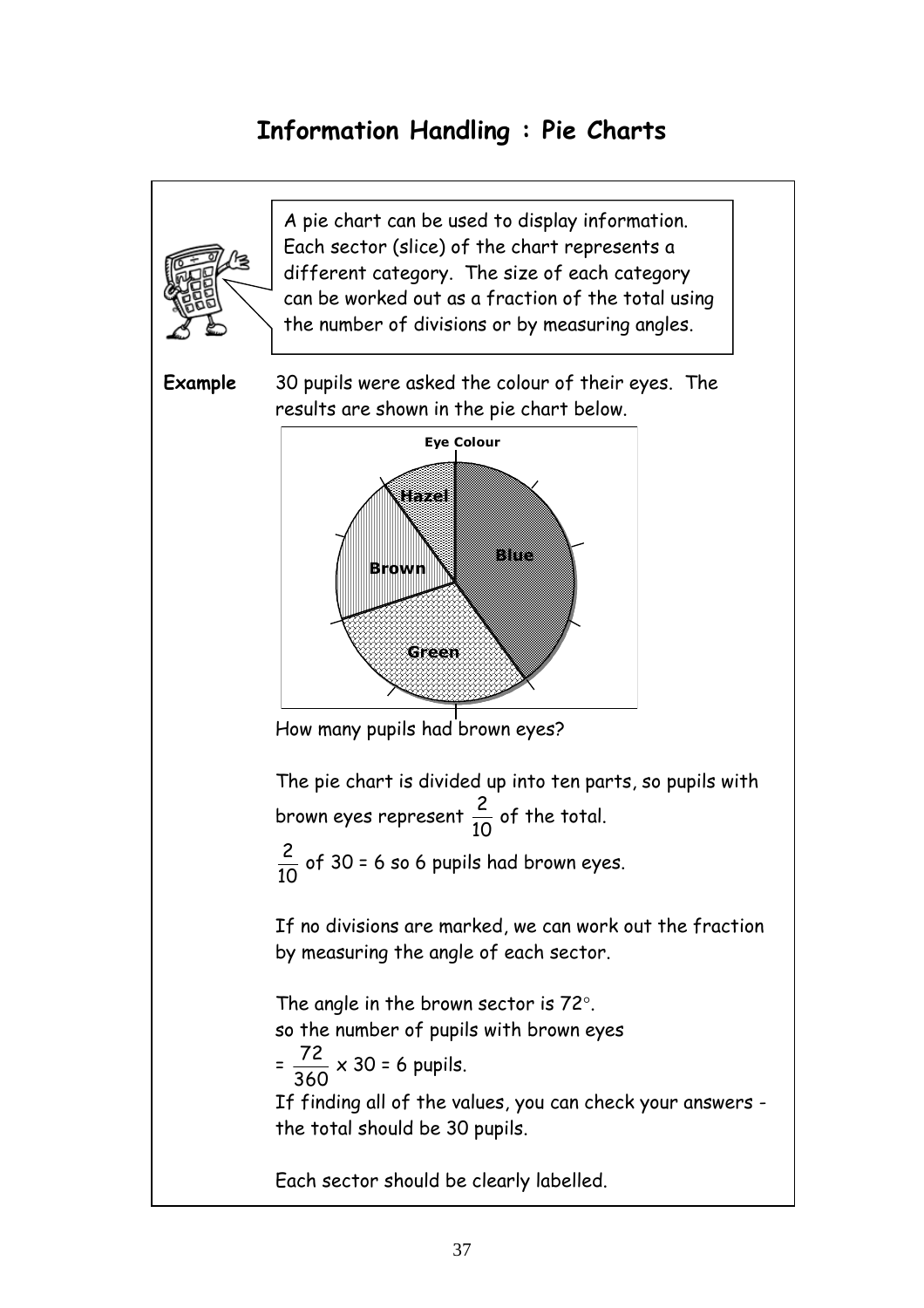# Information Handling : Pie Charts

A pie chart can be used to display information. Each sector (slice) of the chart represents a different category. The size of each category can be worked out as a fraction of the total using the number of divisions or by measuring angles.

**Example** 30 pupils were asked the colour of their eyes. The results are shown in the pie chart below.

How many pupils had brown eyes?

The pie chart is divided up into ten parts, so pupils with brown eyes represent $\frac{2}{10}$ of the total.

$\frac{2}{10}$ of 30 = 6 so 6 pupils had brown eyes.

If no divisions are marked, we can work out the fraction by measuring the angle of each sector.

The angle in the brown sector is 72°.
so the number of pupils with brown eyes

$= \frac{72}{360} \times 30 = 6$ pupils.

If finding all of the values, you can check your answers - the total should be 30 pupils.

Each sector should be clearly labelled.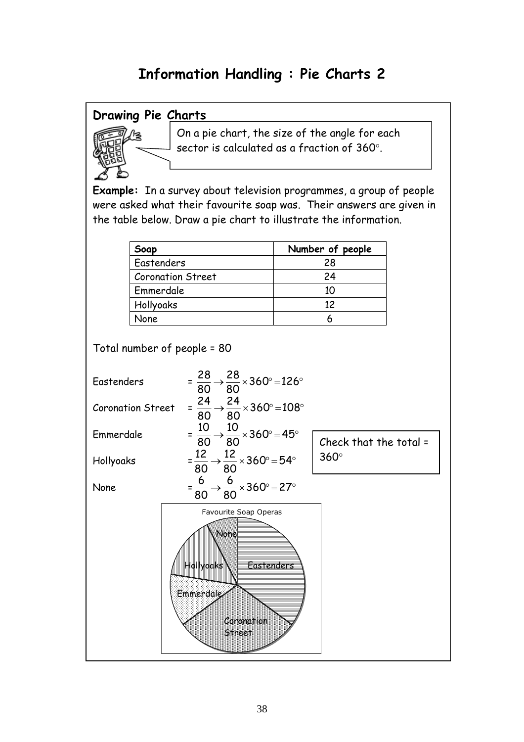# Information Handling : Pie Charts 2

## Drawing Pie Charts

On a pie chart, the size of the angle for each sector is calculated as a fraction of $360^\circ$.

**Example:** In a survey about television programmes, a group of people were asked what their favourite soap was. Their answers are given in the table below. Draw a pie chart to illustrate the information.

| Soap | Number of people |
|---|---|
| Eastenders | 28 |
| Coronation Street | 24 |
| Emmerdale | 10 |
| Hollyoaks | 12 |
| None | 6 |

Total number of people = 80

Eastenders $= \frac{28}{80} \rightarrow \frac{28}{80} \times 360^\circ = 126^\circ$

Coronation Street $= \frac{24}{80} \rightarrow \frac{24}{80} \times 360^\circ = 108^\circ$

Emmerdale $= \frac{10}{80} \rightarrow \frac{10}{80} \times 360^\circ = 45^\circ$

Hollyoaks $= \frac{12}{80} \rightarrow \frac{12}{80} \times 360^\circ = 54^\circ$

None $= \frac{6}{80} \rightarrow \frac{6}{80} \times 360^\circ = 27^\circ$

Check that the total = $360^\circ$

Favourite Soap Operas

None, Hollyoaks, Eastenders, Emmerdale, Coronation Street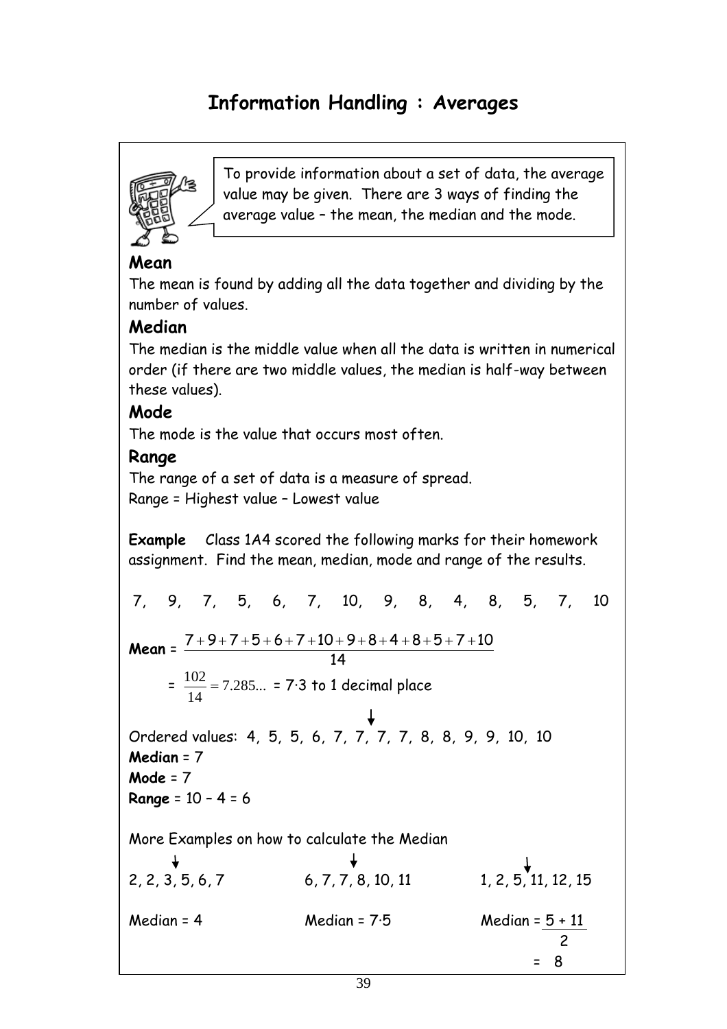# Information Handling : Averages

To provide information about a set of data, the average value may be given. There are 3 ways of finding the average value – the mean, the median and the mode.

### Mean

The mean is found by adding all the data together and dividing by the number of values.

### Median

The median is the middle value when all the data is written in numerical order (if there are two middle values, the median is half-way between these values).

### Mode

The mode is the value that occurs most often.

### Range

The range of a set of data is a measure of spread.

Range = Highest value – Lowest value

**Example** Class 1A4 scored the following marks for their homework assignment. Find the mean, median, mode and range of the results.

7, 9, 7, 5, 6, 7, 10, 9, 8, 4, 8, 5, 7, 10

**Mean** = $\frac{7+9+7+5+6+7+10+9+8+4+8+5+7+10}{14}$

= $\frac{102}{14} = 7.285...$ = 7·3 to 1 decimal place

Ordered values: 4, 5, 5, 6, 7, 7, 7, 7, 8, 8, 9, 9, 10, 10

**Median** = 7

**Mode** = 7

**Range** = 10 – 4 = 6

More Examples on how to calculate the Median

2, 2, 3, 5, 6, 7

Median = 4

6, 7, 7, 8, 10, 11

Median = 7·5

1, 2, 5, 11, 12, 15

Median = $\frac{5 + 11}{2}$

= 8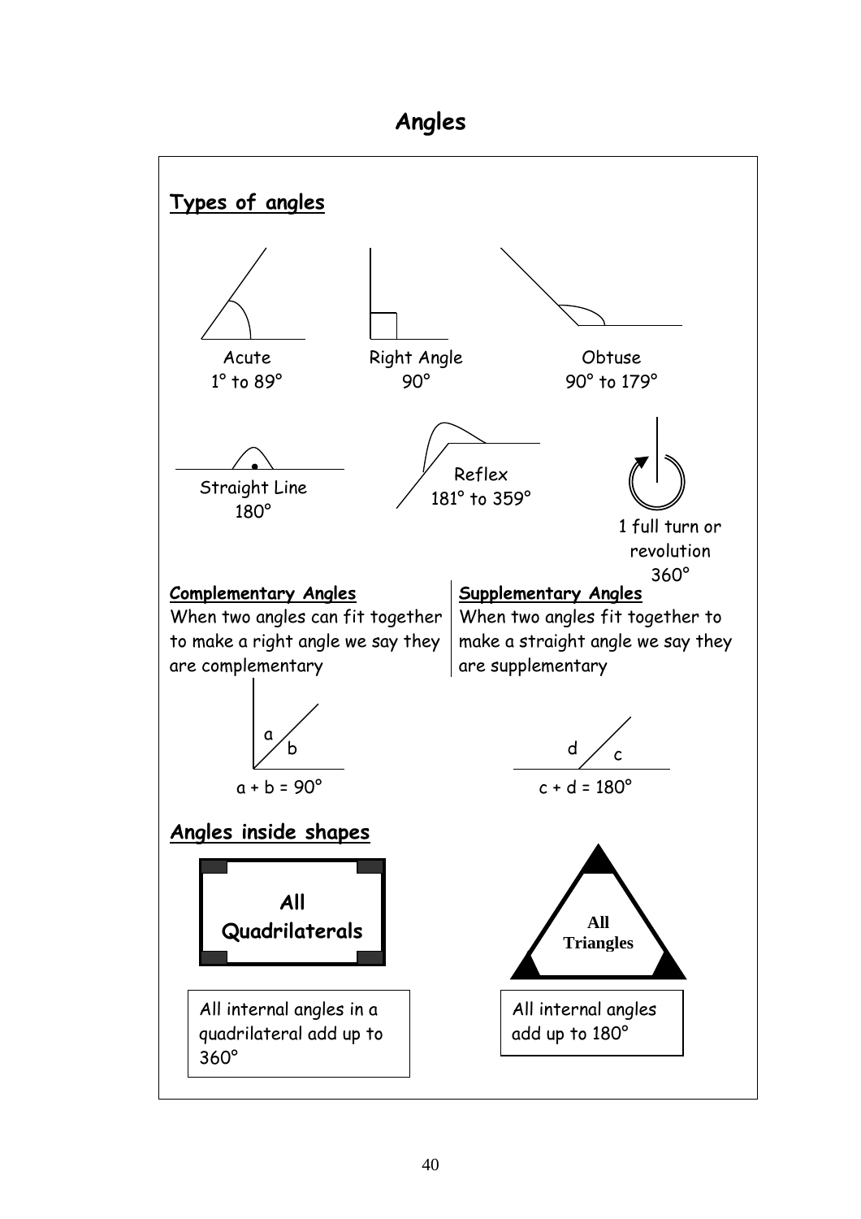# Angles

## Types of angles

Acute
1° to 89°

Right Angle
90°

Obtuse
90° to 179°

Straight Line
180°

Reflex
181° to 359°

1 full turn or revolution
360°

### Complementary Angles

When two angles can fit together to make a right angle we say they are complementary

a
b

$a + b = 90°$

### Supplementary Angles

When two angles fit together to make a straight angle we say they are supplementary

d
c

$c + d = 180°$

## Angles inside shapes

**All Quadrilaterals**

All internal angles in a quadrilateral add up to 360°

**All Triangles**

All internal angles add up to 180°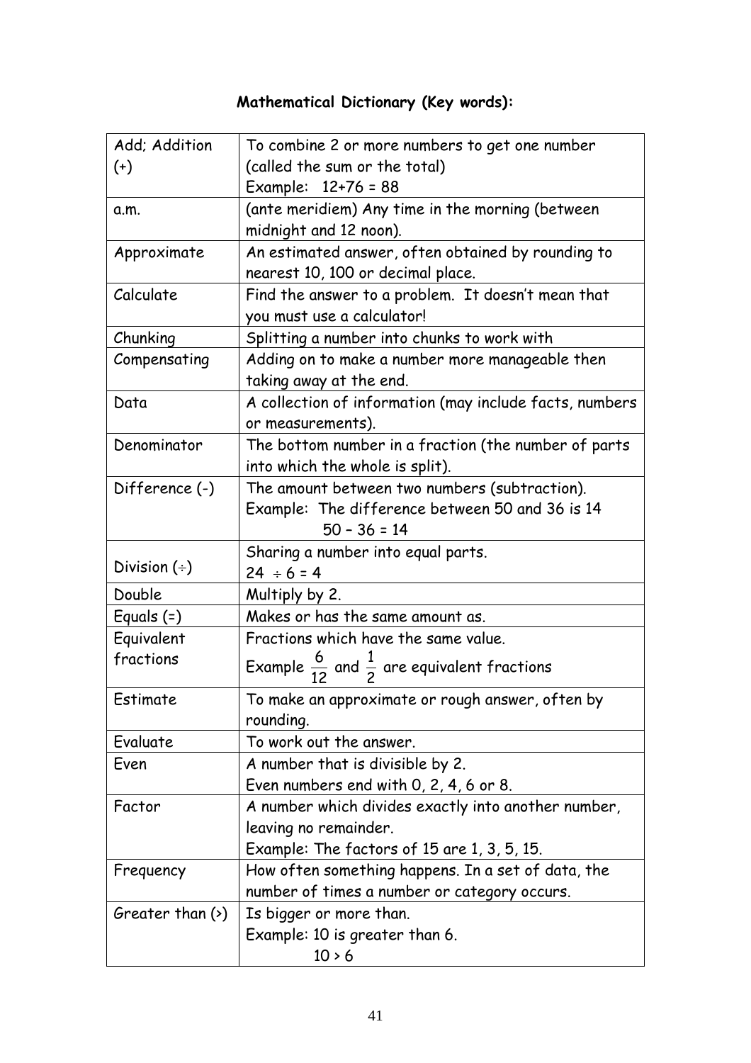**Mathematical Dictionary (Key words):**

| | |
|---|---|
| Add; Addition (+) | To combine 2 or more numbers to get one number (called the sum or the total)<br>Example: 12+76 = 88 |
| a.m. | (ante meridiem) Any time in the morning (between midnight and 12 noon). |
| Approximate | An estimated answer, often obtained by rounding to nearest 10, 100 or decimal place. |
| Calculate | Find the answer to a problem. It doesn't mean that you must use a calculator! |
| Chunking | Splitting a number into chunks to work with |
| Compensating | Adding on to make a number more manageable then taking away at the end. |
| Data | A collection of information (may include facts, numbers or measurements). |
| Denominator | The bottom number in a fraction (the number of parts into which the whole is split). |
| Difference (-) | The amount between two numbers (subtraction).<br>Example: The difference between 50 and 36 is 14<br>50 – 36 = 14 |
| Division (÷) | Sharing a number into equal parts.<br>24 ÷ 6 = 4 |
| Double | Multiply by 2. |
| Equals (=) | Makes or has the same amount as. |
| Equivalent fractions | Fractions which have the same value.<br>Example $\frac{6}{12}$ and $\frac{1}{2}$ are equivalent fractions |
| Estimate | To make an approximate or rough answer, often by rounding. |
| Evaluate | To work out the answer. |
| Even | A number that is divisible by 2.<br>Even numbers end with 0, 2, 4, 6 or 8. |
| Factor | A number which divides exactly into another number, leaving no remainder.<br>Example: The factors of 15 are 1, 3, 5, 15. |
| Frequency | How often something happens. In a set of data, the number of times a number or category occurs. |
| Greater than (>) | Is bigger or more than.<br>Example: 10 is greater than 6.<br>10 > 6 |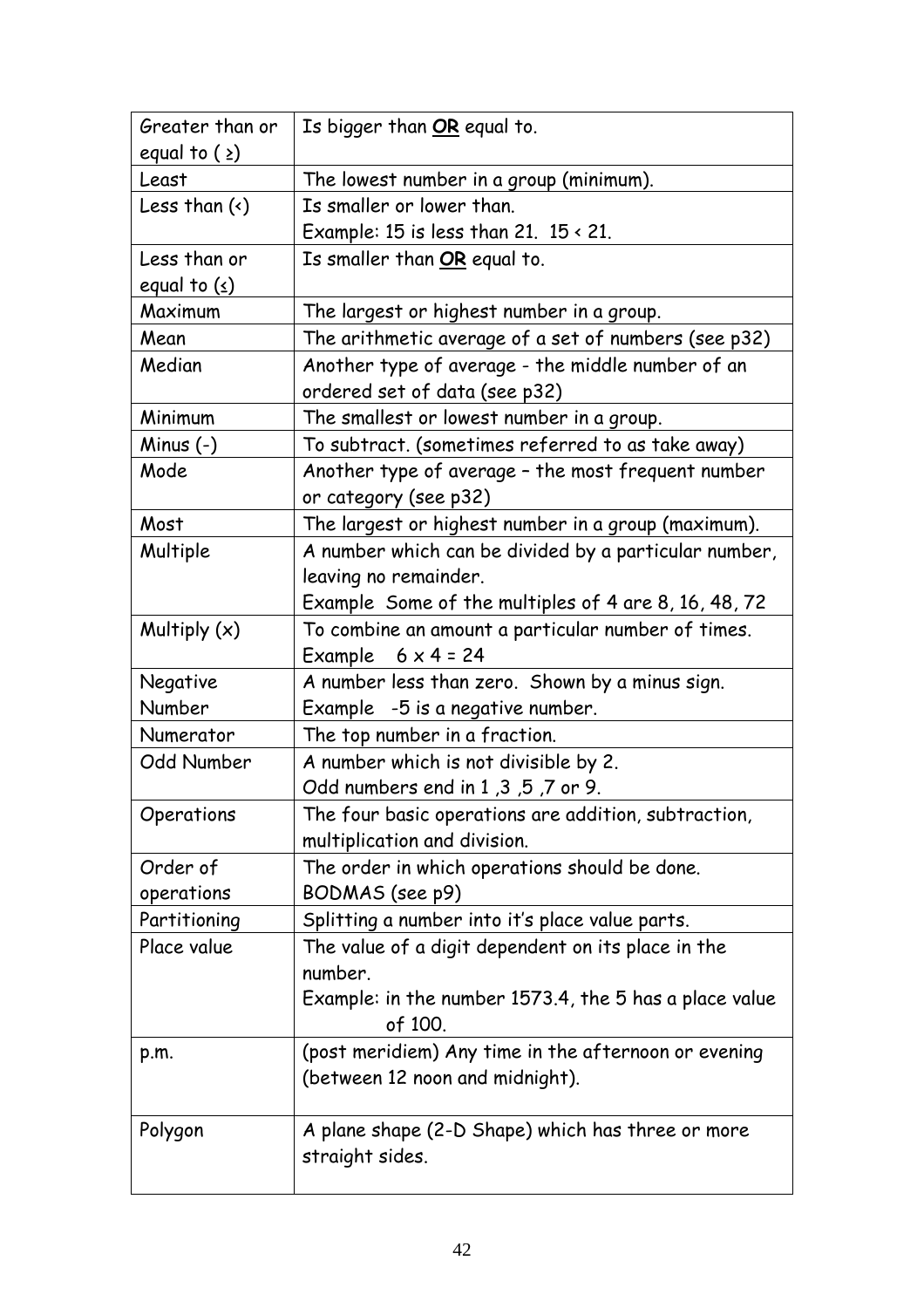| | |
|---|---|
| Greater than or equal to ( ≥) | Is bigger than **OR** equal to. |
| Least | The lowest number in a group (minimum). |
| Less than (<) | Is smaller or lower than.<br>Example: 15 is less than 21. 15 < 21. |
| Less than or equal to (≤) | Is smaller than **OR** equal to. |
| Maximum | The largest or highest number in a group. |
| Mean | The arithmetic average of a set of numbers (see p32) |
| Median | Another type of average - the middle number of an ordered set of data (see p32) |
| Minimum | The smallest or lowest number in a group. |
| Minus (-) | To subtract. (sometimes referred to as take away) |
| Mode | Another type of average – the most frequent number or category (see p32) |
| Most | The largest or highest number in a group (maximum). |
| Multiple | A number which can be divided by a particular number, leaving no remainder.<br>Example Some of the multiples of 4 are 8, 16, 48, 72 |
| Multiply (x) | To combine an amount a particular number of times.<br>Example 6 x 4 = 24 |
| Negative Number | A number less than zero. Shown by a minus sign.<br>Example -5 is a negative number. |
| Numerator | The top number in a fraction. |
| Odd Number | A number which is not divisible by 2.<br>Odd numbers end in 1 ,3 ,5 ,7 or 9. |
| Operations | The four basic operations are addition, subtraction, multiplication and division. |
| Order of operations | The order in which operations should be done.<br>BODMAS (see p9) |
| Partitioning | Splitting a number into it's place value parts. |
| Place value | The value of a digit dependent on its place in the number.<br>Example: in the number 1573.4, the 5 has a place value of 100. |
| p.m. | (post meridiem) Any time in the afternoon or evening (between 12 noon and midnight). |
| Polygon | A plane shape (2-D Shape) which has three or more straight sides. |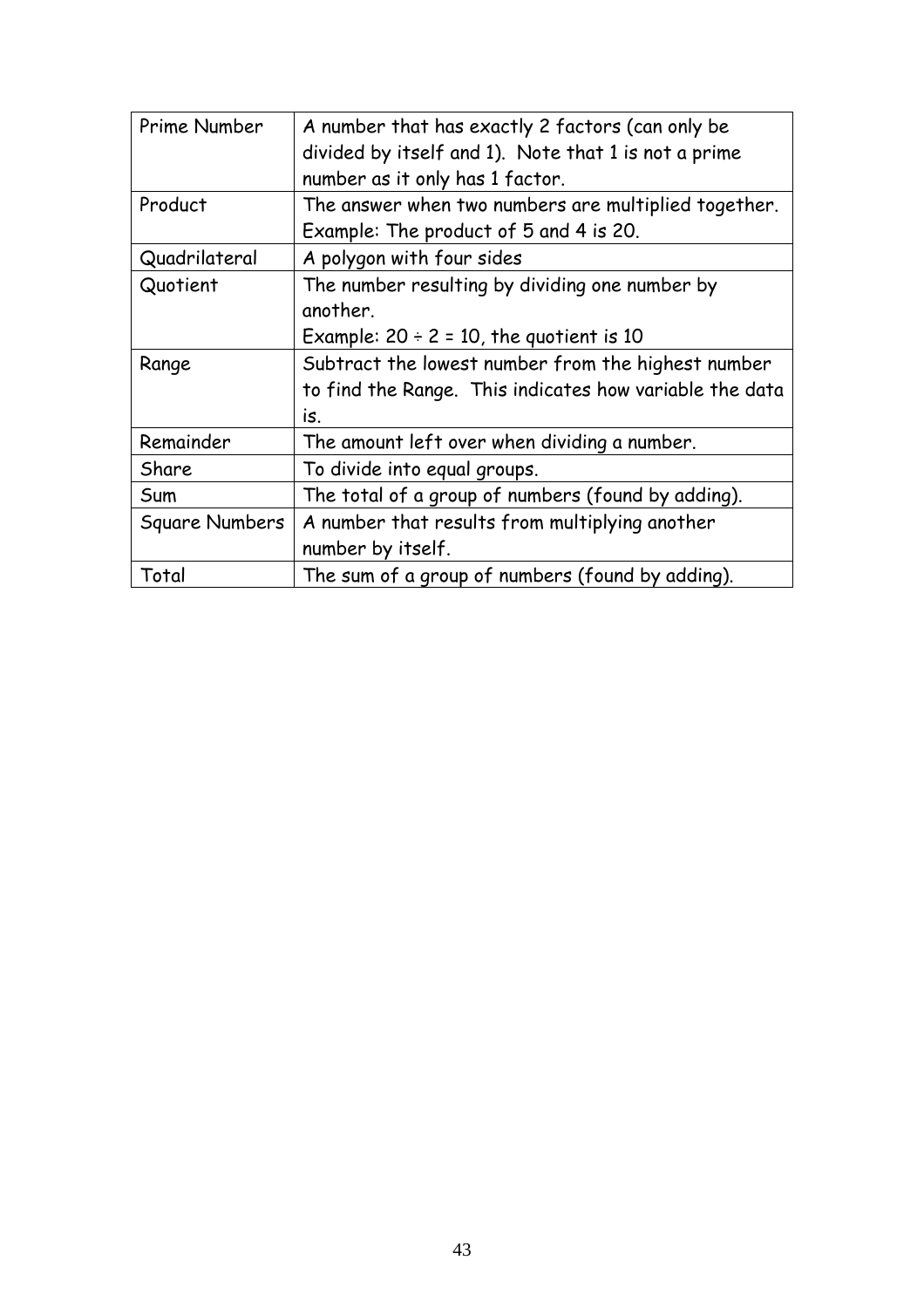| Prime Number | A number that has exactly 2 factors (can only be divided by itself and 1). Note that 1 is not a prime number as it only has 1 factor. |
|---|---|
| Product | The answer when two numbers are multiplied together. Example: The product of 5 and 4 is 20. |
| Quadrilateral | A polygon with four sides |
| Quotient | The number resulting by dividing one number by another. Example: $20 \div 2 = 10$, the quotient is 10 |
| Range | Subtract the lowest number from the highest number to find the Range. This indicates how variable the data is. |
| Remainder | The amount left over when dividing a number. |
| Share | To divide into equal groups. |
| Sum | The total of a group of numbers (found by adding). |
| Square Numbers | A number that results from multiplying another number by itself. |
| Total | The sum of a group of numbers (found by adding). |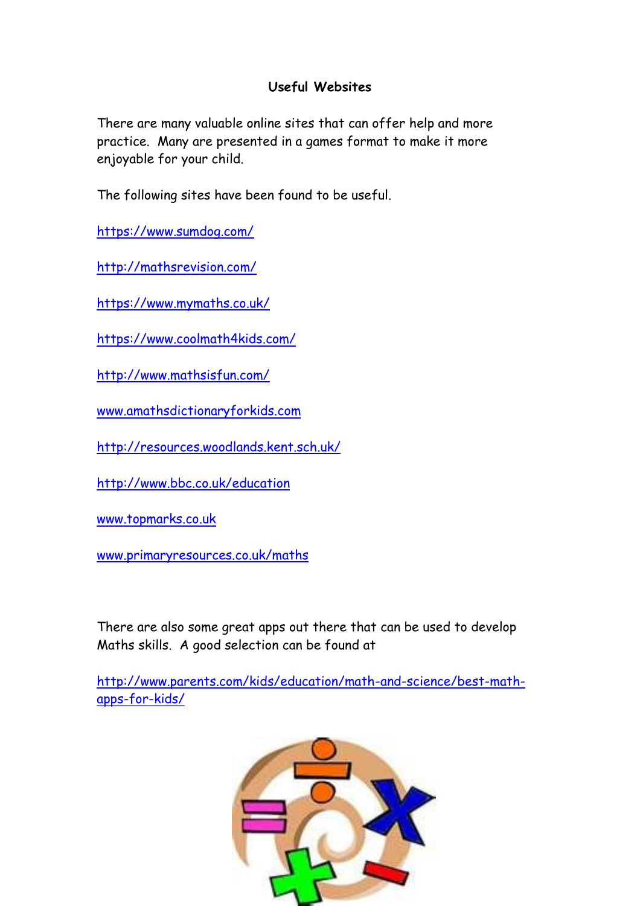## Useful Websites

There are many valuable online sites that can offer help and more practice. Many are presented in a games format to make it more enjoyable for your child.

The following sites have been found to be useful.

https://www.sumdog.com/

http://mathsrevision.com/

https://www.mymaths.co.uk/

https://www.coolmath4kids.com/

http://www.mathsisfun.com/

www.amathsdictionaryforkids.com

http://resources.woodlands.kent.sch.uk/

http://www.bbc.co.uk/education

www.topmarks.co.uk

www.primaryresources.co.uk/maths

There are also some great apps out there that can be used to develop Maths skills. A good selection can be found at

http://www.parents.com/kids/education/math-and-science/best-math-apps-for-kids/